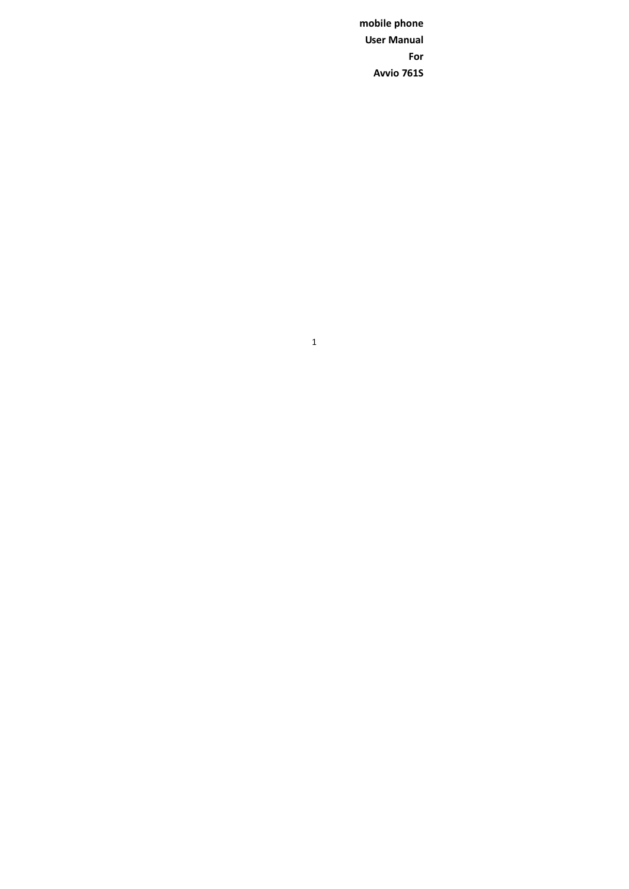**mobile phone**

**User Manual**

**For**

**Avvio 761S**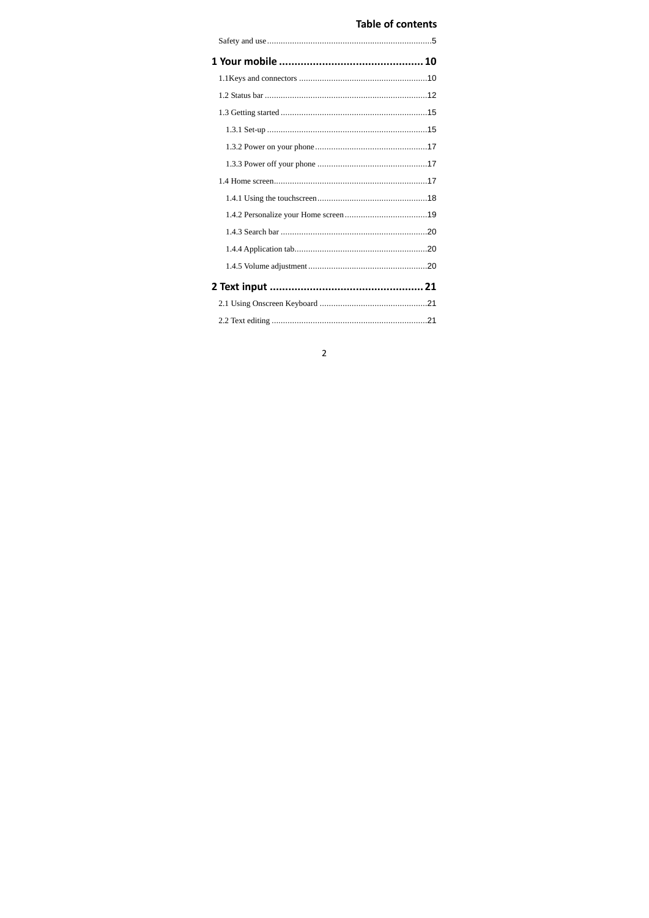# Table of contents

Safety and use........................................................................5

## 1 Your mobile .............................................. 10

1.1Keys and connectors ........................................................10

1.2 Status bar .......................................................................12

1.3 Getting started ................................................................15

1.3.1 Set-up ......................................................................15

1.3.2 Power on your phone.................................................17

1.3.3 Power off your phone ................................................17

1.4 Home screen...................................................................17

1.4.1 Using the touchscreen................................................18

1.4.2 Personalize your Home screen....................................19

1.4.3 Search bar ................................................................20

1.4.4 Application tab..........................................................20

1.4.5 Volume adjustment....................................................20

## 2 Text input .................................................. 21

2.1 Using Onscreen Keyboard ...............................................21

2.2 Text editing ....................................................................21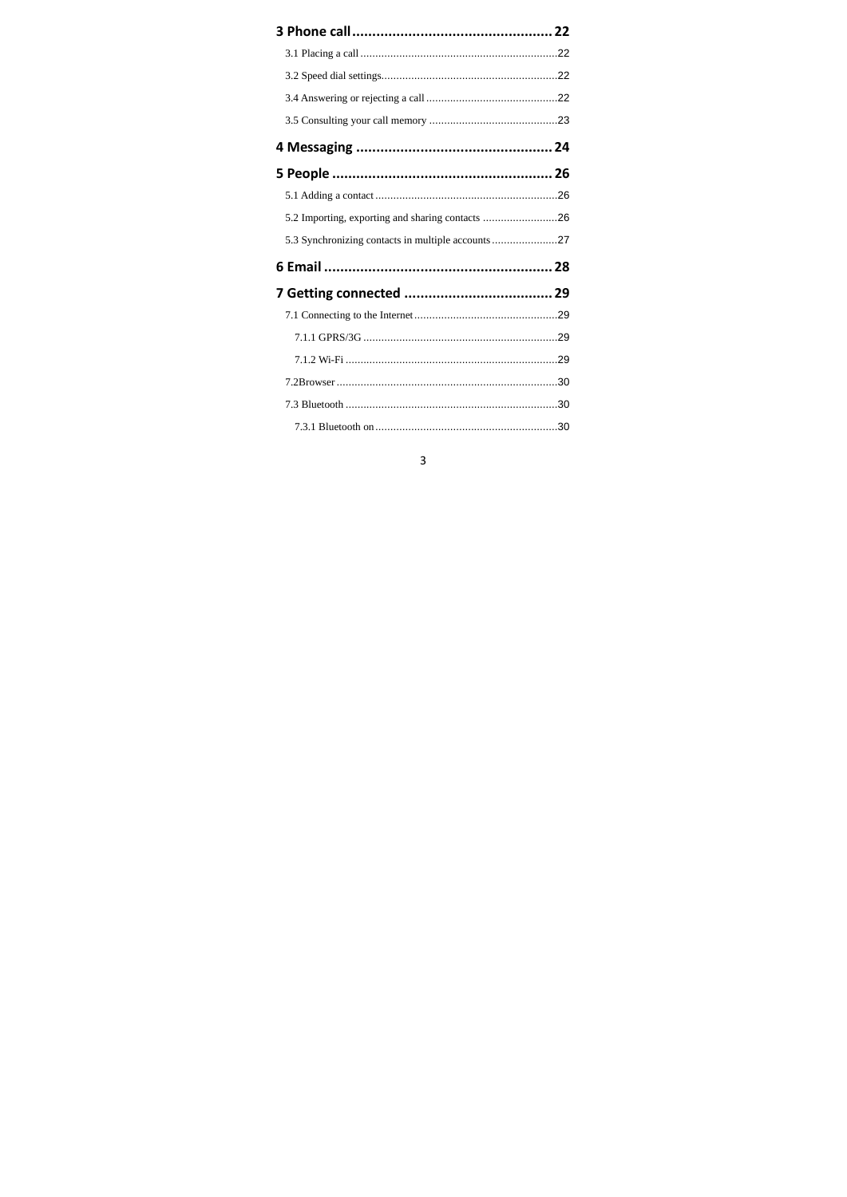**3 Phone call .................................................. 22**

3.1 Placing a call .................................................................. 22

3.2 Speed dial settings........................................................... 22

3.4 Answering or rejecting a call ............................................ 22

3.5 Consulting your call memory ........................................... 23

**4 Messaging ................................................. 24**

**5 People ....................................................... 26**

5.1 Adding a contact ............................................................. 26

5.2 Importing, exporting and sharing contacts ......................... 26

5.3 Synchronizing contacts in multiple accounts ...................... 27

**6 Email ......................................................... 28**

**7 Getting connected ..................................... 29**

7.1 Connecting to the Internet ................................................ 29

7.1.1 GPRS/3G ................................................................. 29

7.1.2 Wi-Fi ....................................................................... 29

7.2Browser .......................................................................... 30

7.3 Bluetooth ....................................................................... 30

7.3.1 Bluetooth on ............................................................. 30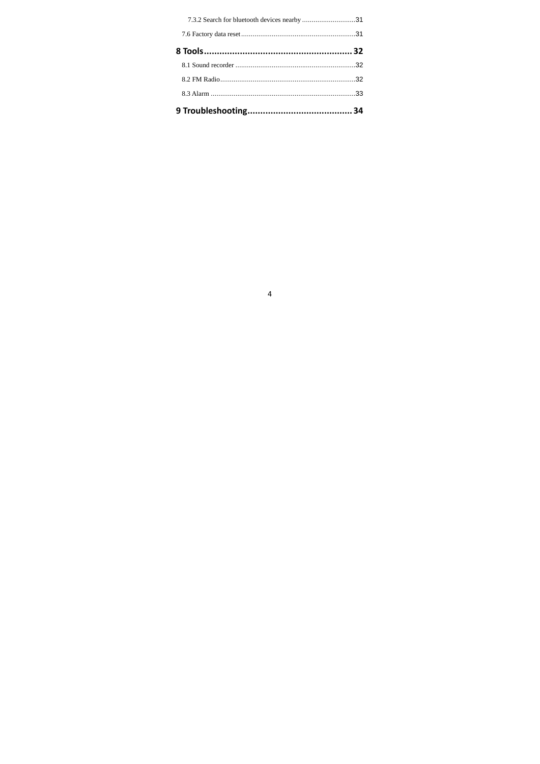7.3.2 Search for bluetooth devices nearby ............................31

7.6 Factory data reset............................................................31

**8 Tools......................................................... 32**

8.1 Sound recorder ...............................................................32

8.2 FM Radio.......................................................................32

8.3 Alarm ...........................................................................33

**9 Troubleshooting......................................... 34**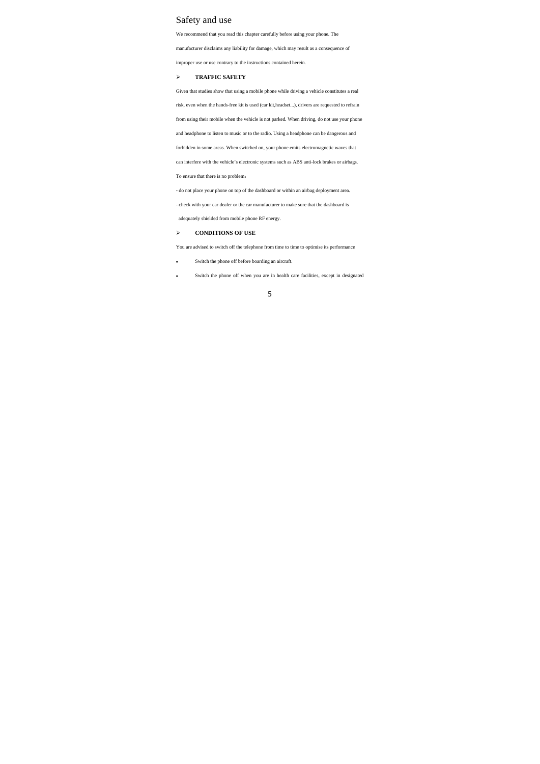# Safety and use

We recommend that you read this chapter carefully before using your phone. The manufacturer disclaims any liability for damage, which may result as a consequence of improper use or use contrary to the instructions contained herein.

- **TRAFFIC SAFETY**

Given that studies show that using a mobile phone while driving a vehicle constitutes a real risk, even when the hands-free kit is used (car kit,headset...), drivers are requested to refrain from using their mobile when the vehicle is not parked. When driving, do not use your phone and headphone to listen to music or to the radio. Using a headphone can be dangerous and forbidden in some areas. When switched on, your phone emits electromagnetic waves that can interfere with the vehicle's electronic systems such as ABS anti-lock brakes or airbags.

To ensure that there is no problem:

- do not place your phone on top of the dashboard or within an airbag deployment area.
- check with your car dealer or the car manufacturer to make sure that the dashboard is adequately shielded from mobile phone RF energy.

- **CONDITIONS OF USE**

You are advised to switch off the telephone from time to time to optimise its performance

- Switch the phone off before boarding an aircraft.
- Switch the phone off when you are in health care facilities, except in designated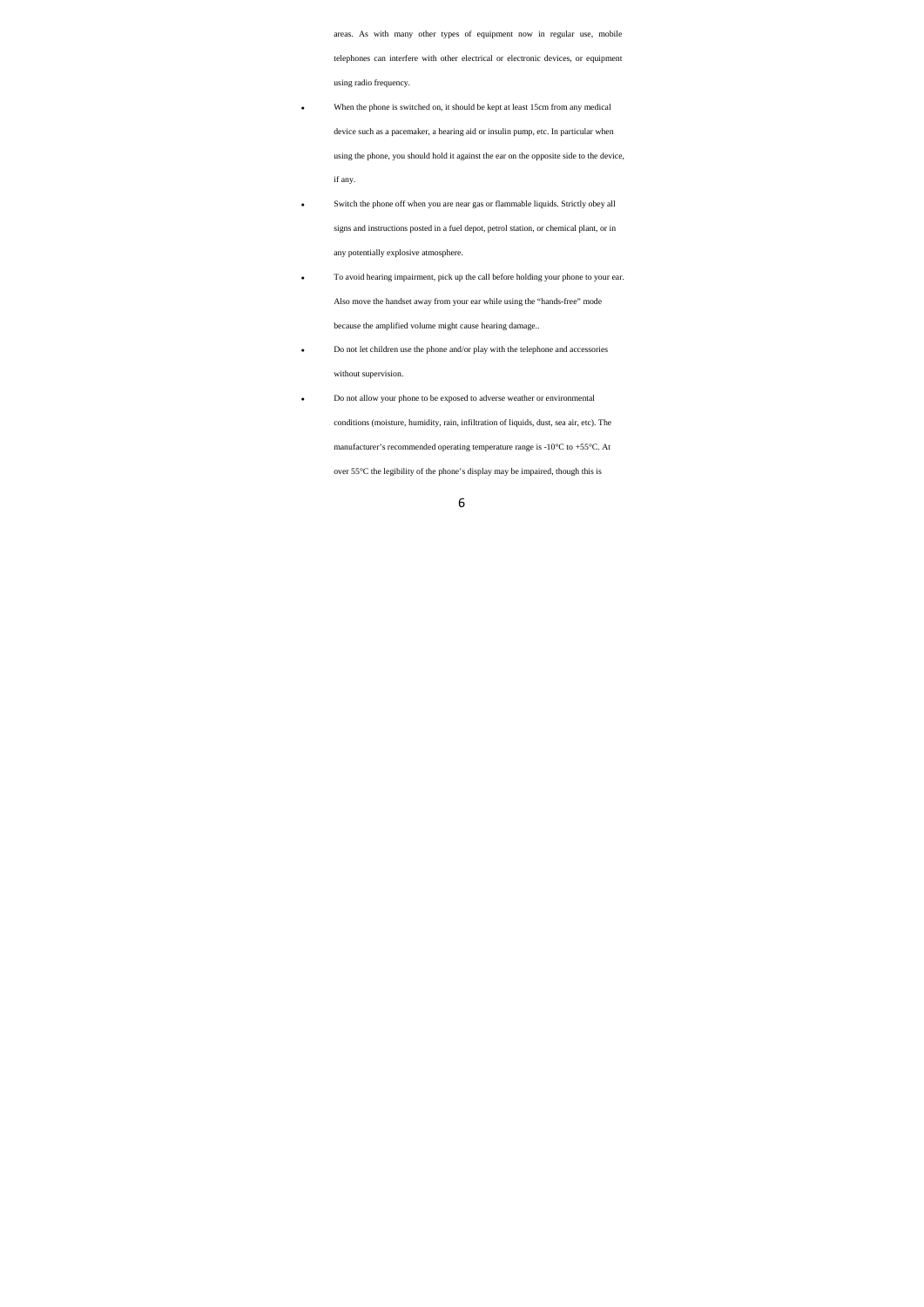areas. As with many other types of equipment now in regular use, mobile telephones can interfere with other electrical or electronic devices, or equipment using radio frequency.

- When the phone is switched on, it should be kept at least 15cm from any medical device such as a pacemaker, a hearing aid or insulin pump, etc. In particular when using the phone, you should hold it against the ear on the opposite side to the device, if any.
- Switch the phone off when you are near gas or flammable liquids. Strictly obey all signs and instructions posted in a fuel depot, petrol station, or chemical plant, or in any potentially explosive atmosphere.
- To avoid hearing impairment, pick up the call before holding your phone to your ear. Also move the handset away from your ear while using the "hands-free" mode because the amplified volume might cause hearing damage..
- Do not let children use the phone and/or play with the telephone and accessories without supervision.
- Do not allow your phone to be exposed to adverse weather or environmental conditions (moisture, humidity, rain, infiltration of liquids, dust, sea air, etc). The manufacturer's recommended operating temperature range is -10°C to +55°C. At over 55°C the legibility of the phone's display may be impaired, though this is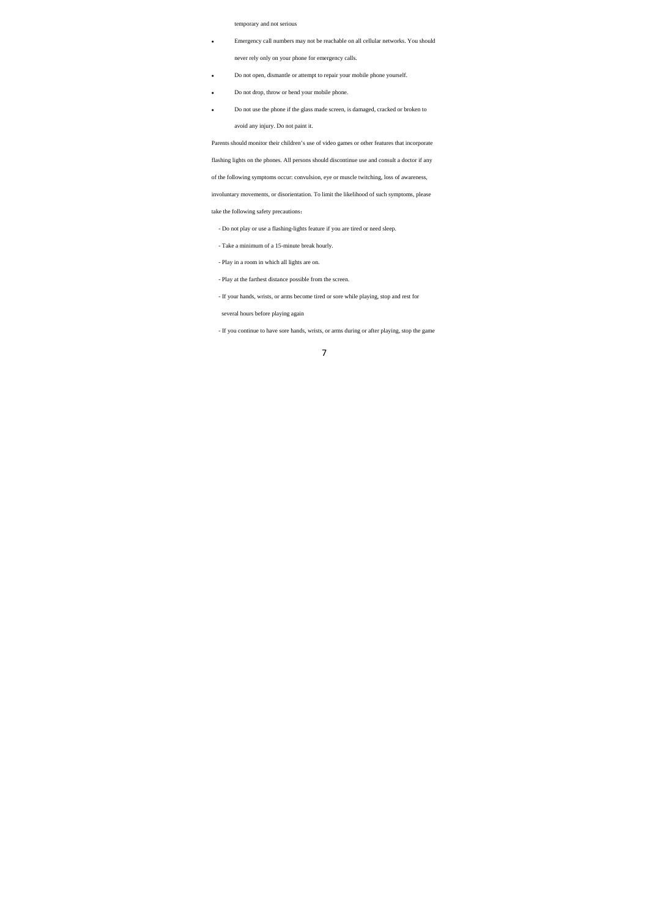temporary and not serious

- Emergency call numbers may not be reachable on all cellular networks. You should never rely only on your phone for emergency calls.
- Do not open, dismantle or attempt to repair your mobile phone yourself.
- Do not drop, throw or bend your mobile phone.
- Do not use the phone if the glass made screen, is damaged, cracked or broken to avoid any injury. Do not paint it.

Parents should monitor their children's use of video games or other features that incorporate flashing lights on the phones. All persons should discontinue use and consult a doctor if any of the following symptoms occur: convulsion, eye or muscle twitching, loss of awareness, involuntary movements, or disorientation. To limit the likelihood of such symptoms, please take the following safety precautions：

- Do not play or use a flashing-lights feature if you are tired or need sleep.
- Take a minimum of a 15-minute break hourly.
- Play in a room in which all lights are on.
- Play at the farthest distance possible from the screen.
- If your hands, wrists, or arms become tired or sore while playing, stop and rest for several hours before playing again
- If you continue to have sore hands, wrists, or arms during or after playing, stop the game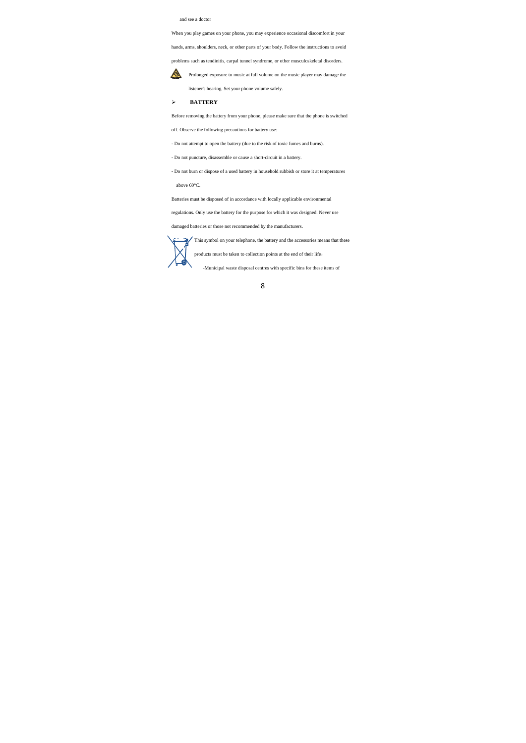and see a doctor

When you play games on your phone, you may experience occasional discomfort in your hands, arms, shoulders, neck, or other parts of your body. Follow the instructions to avoid problems such as tendinitis, carpal tunnel syndrome, or other musculoskeletal disorders.

Prolonged exposure to music at full volume on the music player may damage the listener's hearing. Set your phone volume safely.

## BATTERY

Before removing the battery from your phone, please make sure that the phone is switched off. Observe the following precautions for battery use：

- Do not attempt to open the battery (due to the risk of toxic fumes and burns).
- Do not puncture, disassemble or cause a short-circuit in a battery.
- Do not burn or dispose of a used battery in household rubbish or store it at temperatures above 60°C.

Batteries must be disposed of in accordance with locally applicable environmental regulations. Only use the battery for the purpose for which it was designed. Never use damaged batteries or those not recommended by the manufacturers.

This symbol on your telephone, the battery and the accessories means that these products must be taken to collection points at the end of their life：

-Municipal waste disposal centres with specific bins for these items of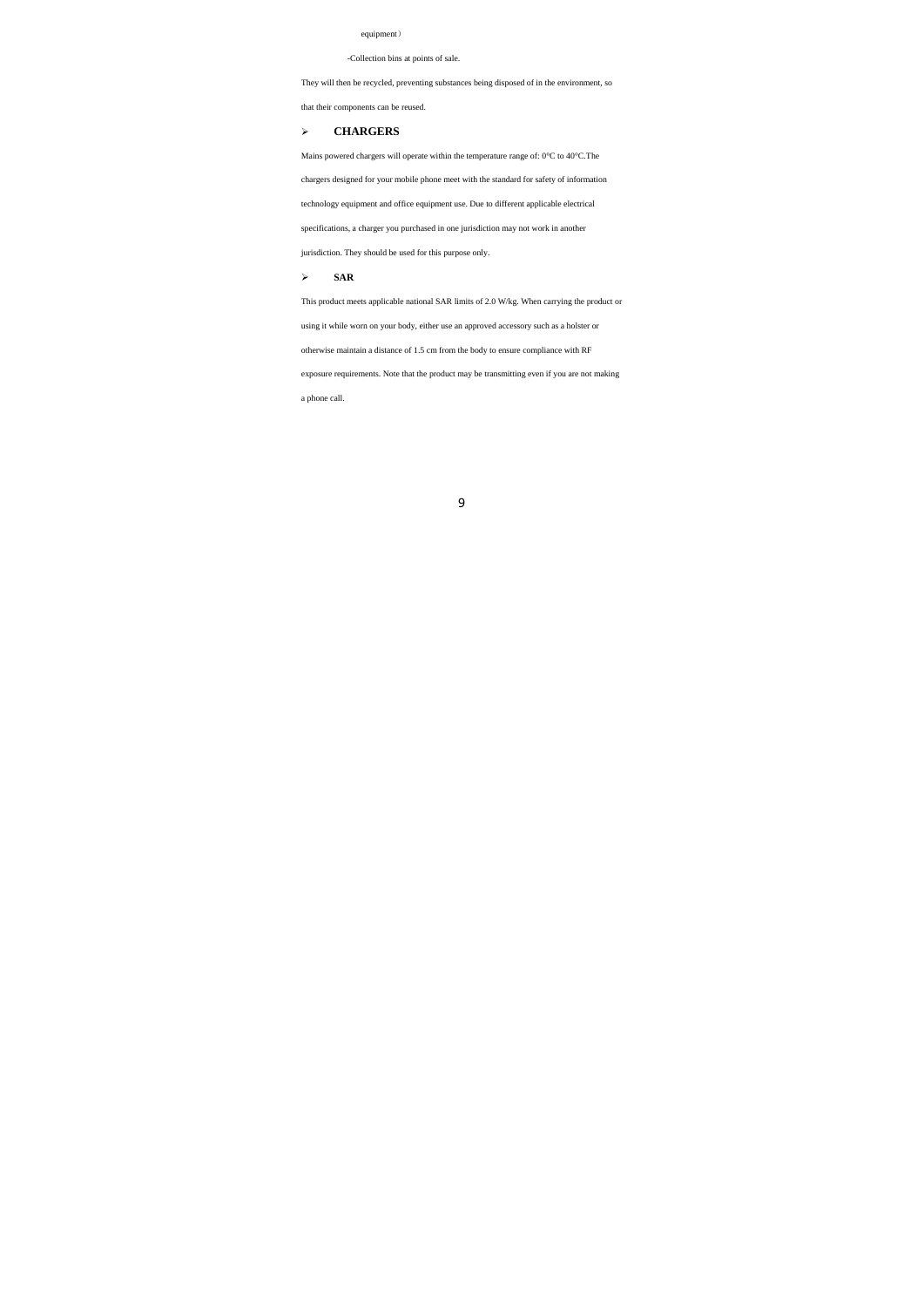equipment）

-Collection bins at points of sale.

They will then be recycled, preventing substances being disposed of in the environment, so that their components can be reused.

- **CHARGERS**

Mains powered chargers will operate within the temperature range of: 0°C to 40°C.The chargers designed for your mobile phone meet with the standard for safety of information technology equipment and office equipment use. Due to different applicable electrical specifications, a charger you purchased in one jurisdiction may not work in another jurisdiction. They should be used for this purpose only.

- **SAR**

This product meets applicable national SAR limits of 2.0 W/kg. When carrying the product or using it while worn on your body, either use an approved accessory such as a holster or otherwise maintain a distance of 1.5 cm from the body to ensure compliance with RF exposure requirements. Note that the product may be transmitting even if you are not making a phone call.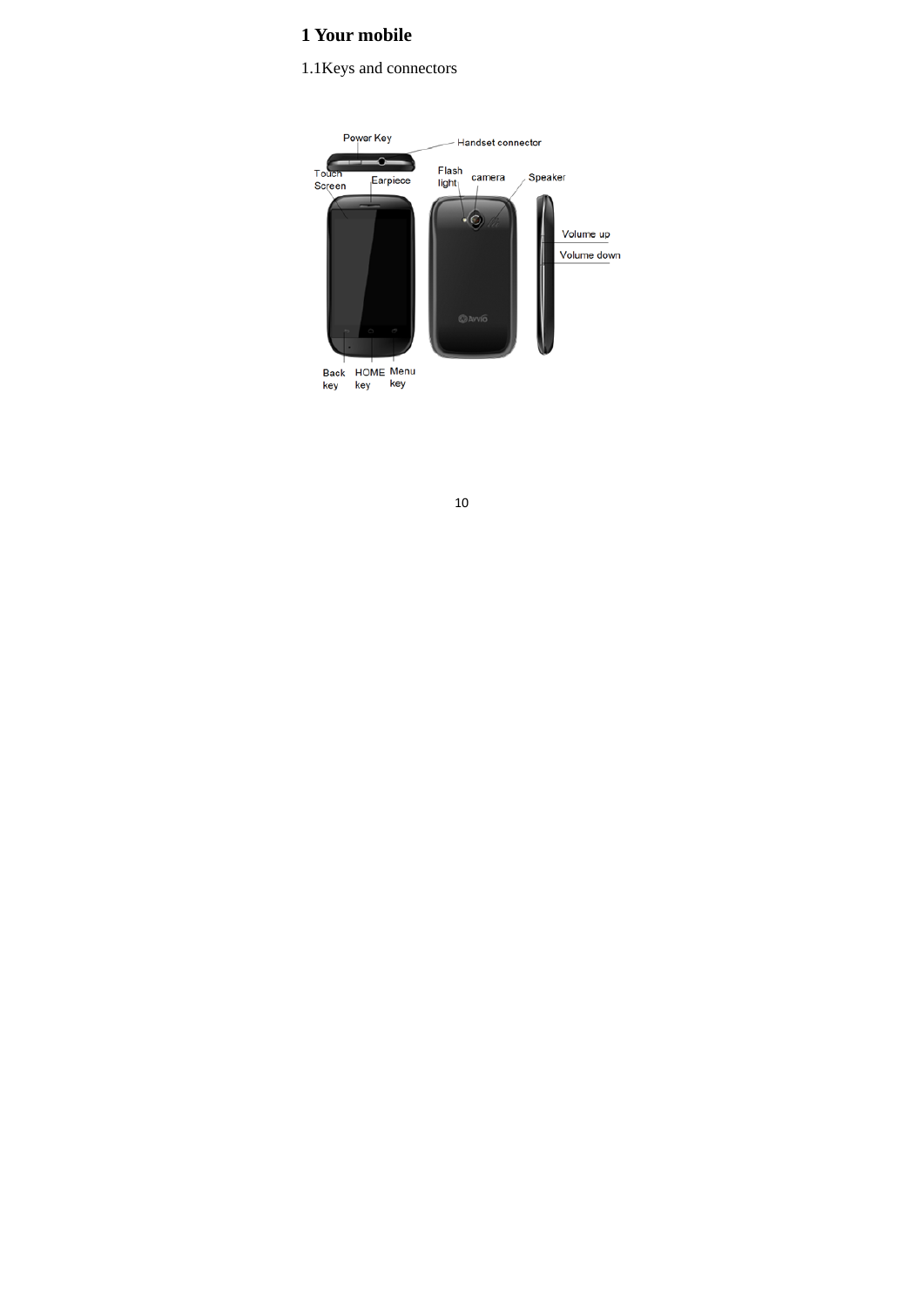# 1 Your mobile

1.1Keys and connectors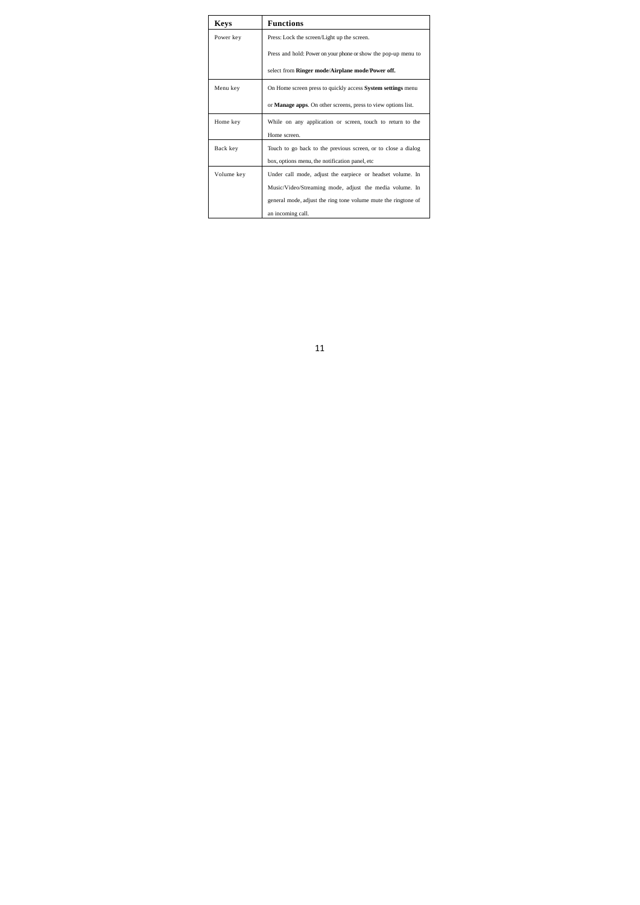| Keys | Functions |
| --- | --- |
| Power key | Press: Lock the screen/Light up the screen.<br><br>Press and hold: Power on your phone or show the pop-up menu to select from **Ringer mode**/**Airplane mode**/**Power off.** |
| Menu key | On Home screen press to quickly access **System settings** menu or **Manage apps**. On other screens, press to view options list. |
| Home key | While on any application or screen, touch to return to the Home screen. |
| Back key | Touch to go back to the previous screen, or to close a dialog box, options menu, the notification panel, etc |
| Volume key | Under call mode, adjust the earpiece or headset volume. In Music/Video/Streaming mode, adjust the media volume. In general mode, adjust the ring tone volume mute the ringtone of an incoming call. |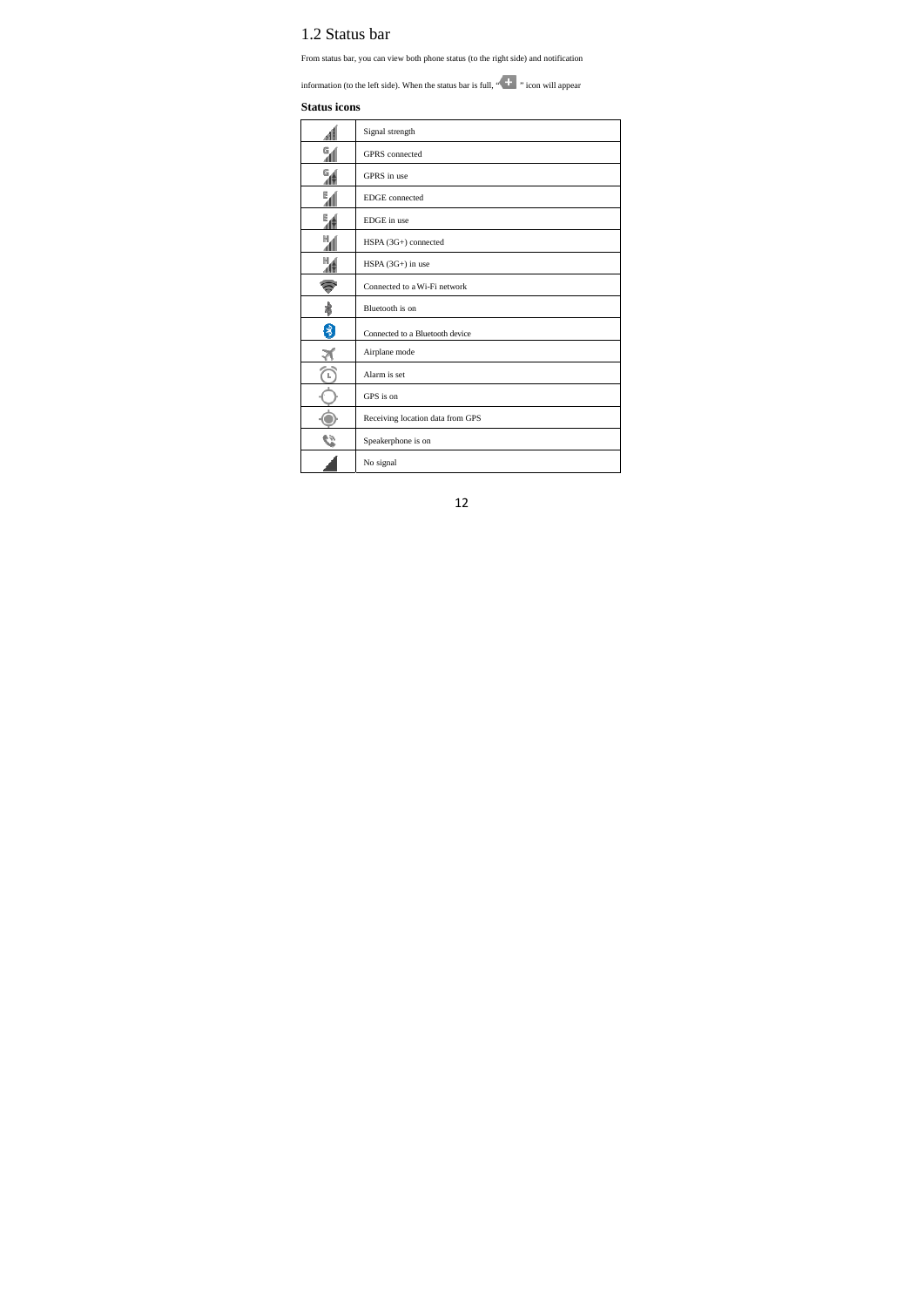## 1.2 Status bar

From status bar, you can view both phone status (to the right side) and notification information (to the left side). When the status bar is full, " " icon will appear

### Status icons

| | |
|---|---|
| | Signal strength |
| | GPRS connected |
| | GPRS in use |
| | EDGE connected |
| | EDGE in use |
| | HSPA (3G+) connected |
| | HSPA (3G+) in use |
| | Connected to a Wi-Fi network |
| | Bluetooth is on |
| | Connected to a Bluetooth device |
| | Airplane mode |
| | Alarm is set |
| | GPS is on |
| | Receiving location data from GPS |
| | Speakerphone is on |
| | No signal |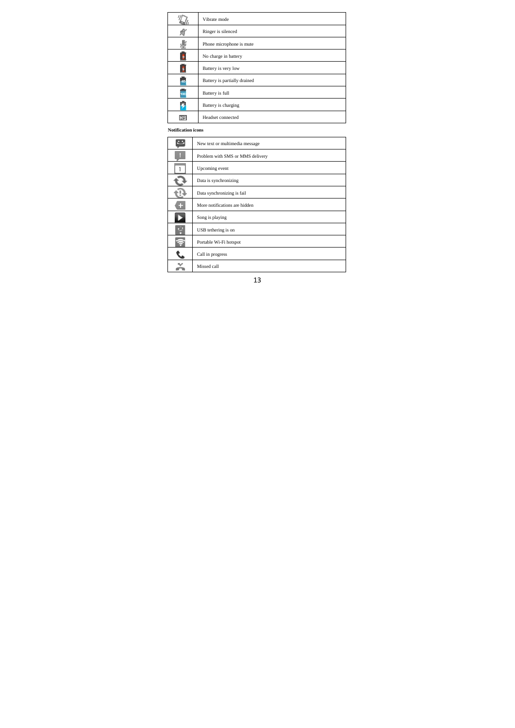| | |
|---|---|
| | Vibrate mode |
| | Ringer is silenced |
| | Phone microphone is mute |
| | No charge in battery |
| | Battery is very low |
| | Battery is partially drained |
| | Battery is full |
| | Battery is charging |
| | Headset connected |

**Notification icons**

| | |
|---|---|
| | New text or multimedia message |
| | Problem with SMS or MMS delivery |
| | Upcoming event |
| | Data is synchronizing |
| | Data synchronizing is fail |
| | More notifications are hidden |
| | Song is playing |
| | USB tethering is on |
| | Portable Wi-Fi hotspot |
| | Call in progress |
| | Missed call |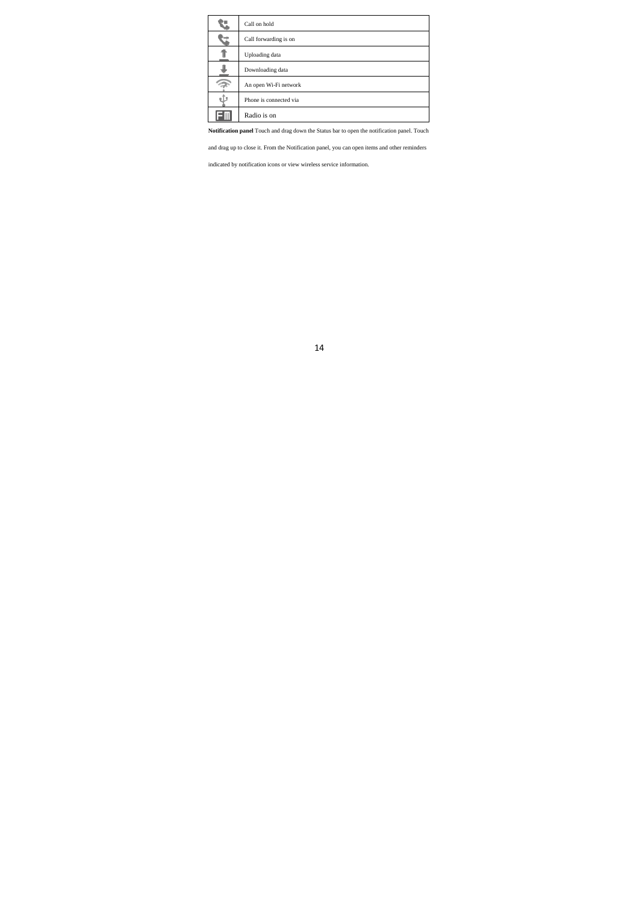| | |
|---|---|
| | Call on hold |
| | Call forwarding is on |
| | Uploading data |
| | Downloading data |
| | An open Wi-Fi network |
| | Phone is connected via |
| | Radio is on |

**Notification panel** Touch and drag down the Status bar to open the notification panel. Touch and drag up to close it. From the Notification panel, you can open items and other reminders indicated by notification icons or view wireless service information.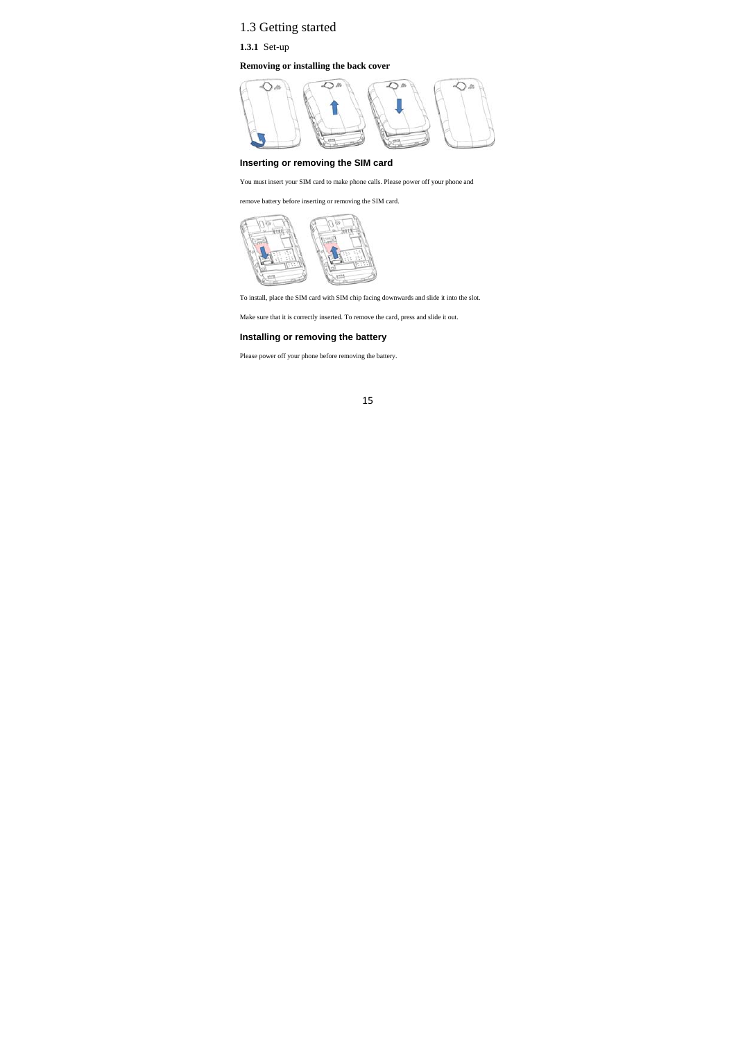## 1.3 Getting started

### 1.3.1 Set-up

**Removing or installing the back cover**

**Inserting or removing the SIM card**

You must insert your SIM card to make phone calls. Please power off your phone and remove battery before inserting or removing the SIM card.

To install, place the SIM card with SIM chip facing downwards and slide it into the slot.

Make sure that it is correctly inserted. To remove the card, press and slide it out.

**Installing or removing the battery**

Please power off your phone before removing the battery.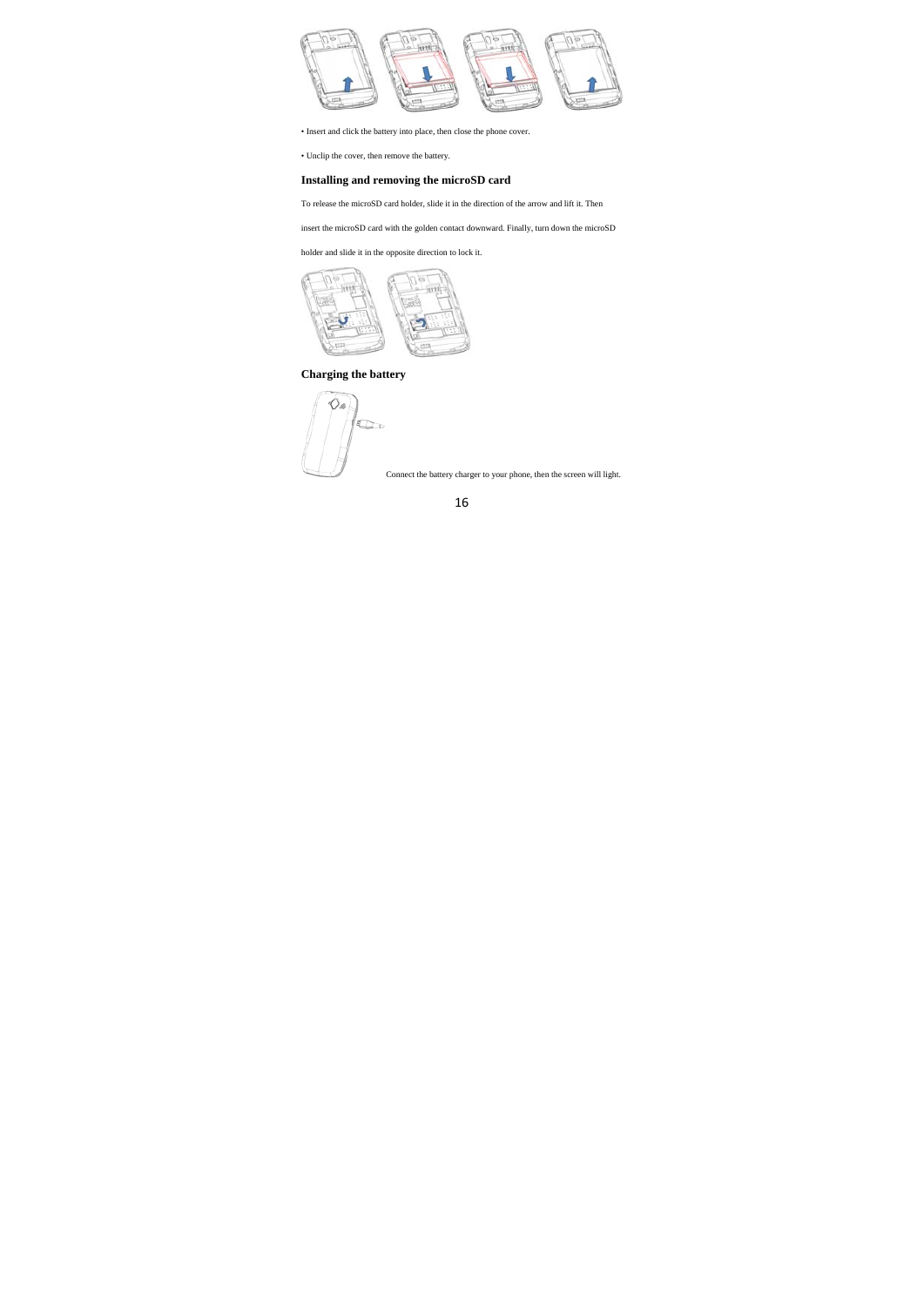• Insert and click the battery into place, then close the phone cover.

• Unclip the cover, then remove the battery.

## Installing and removing the microSD card

To release the microSD card holder, slide it in the direction of the arrow and lift it. Then insert the microSD card with the golden contact downward. Finally, turn down the microSD holder and slide it in the opposite direction to lock it.

## Charging the battery

Connect the battery charger to your phone, then the screen will light.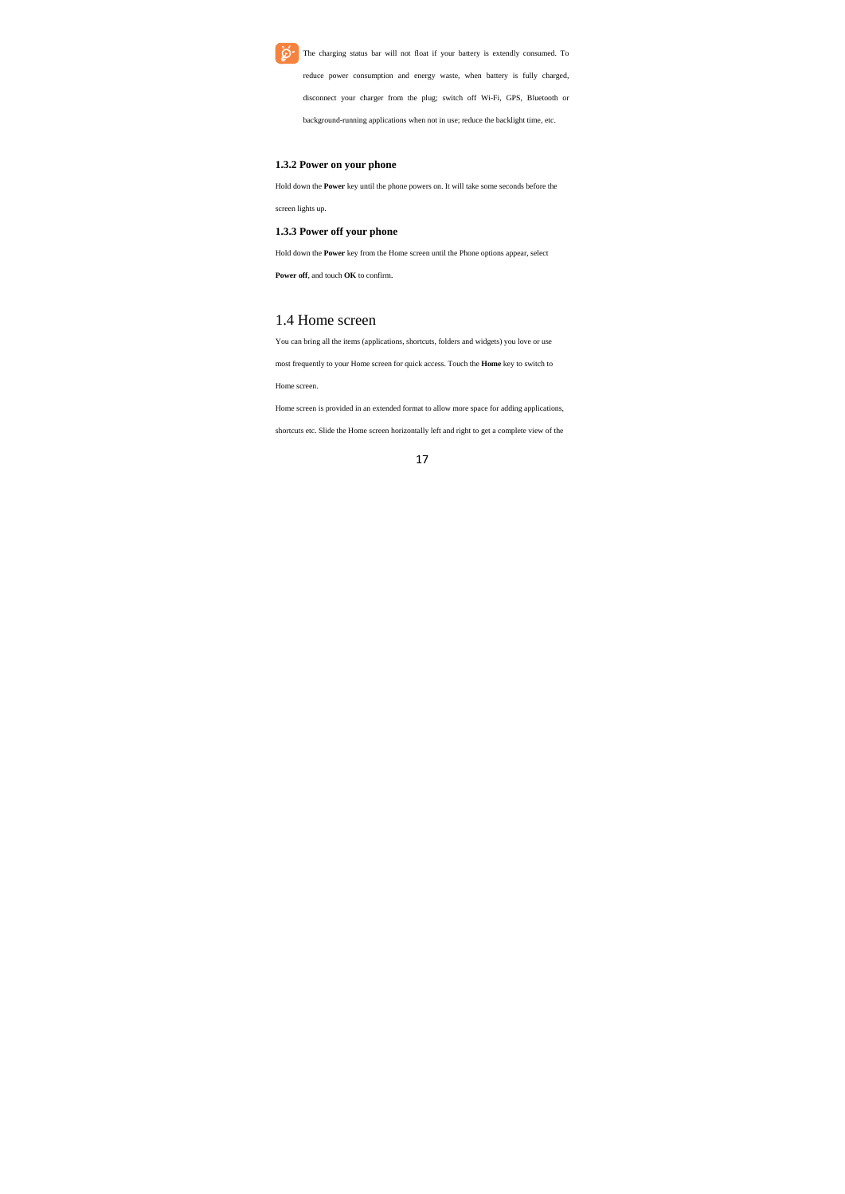The charging status bar will not float if your battery is extendly consumed. To reduce power consumption and energy waste, when battery is fully charged, disconnect your charger from the plug; switch off Wi-Fi, GPS, Bluetooth or background-running applications when not in use; reduce the backlight time, etc.

### 1.3.2 Power on your phone

Hold down the **Power** key until the phone powers on. It will take some seconds before the screen lights up.

### 1.3.3 Power off your phone

Hold down the **Power** key from the Home screen until the Phone options appear, select **Power off**, and touch **OK** to confirm.

## 1.4 Home screen

You can bring all the items (applications, shortcuts, folders and widgets) you love or use most frequently to your Home screen for quick access. Touch the **Home** key to switch to Home screen.

Home screen is provided in an extended format to allow more space for adding applications, shortcuts etc. Slide the Home screen horizontally left and right to get a complete view of the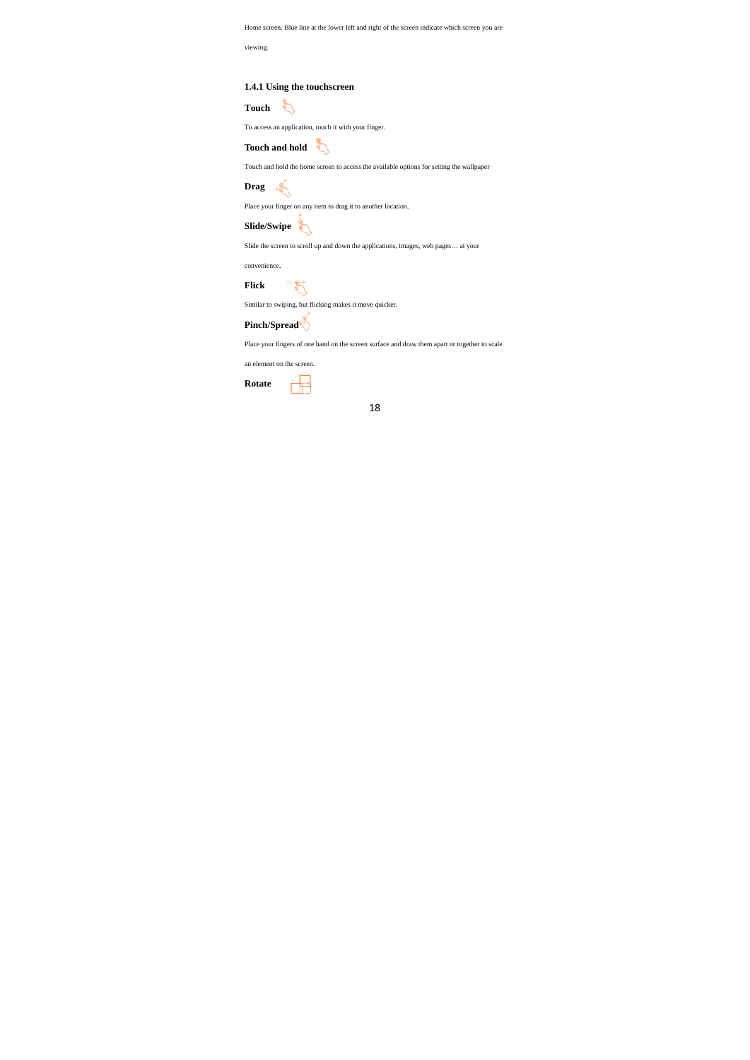Home screen. Blue line at the lower left and right of the screen indicate which screen you are viewing.

### 1.4.1 Using the touchscreen

**Touch**

To access an application, touch it with your finger.

**Touch and hold**

Touch and hold the home screen to access the available options for setting the wallpaper

**Drag**

Place your finger on any item to drag it to another location.

**Slide/Swipe**

Slide the screen to scroll up and down the applications, images, web pages… at your convenience.

**Flick**

Similar to swiping, but flicking makes it move quicker.

**Pinch/Spread**

Place your fingers of one hand on the screen surface and draw them apart or together to scale an element on the screen.

**Rotate**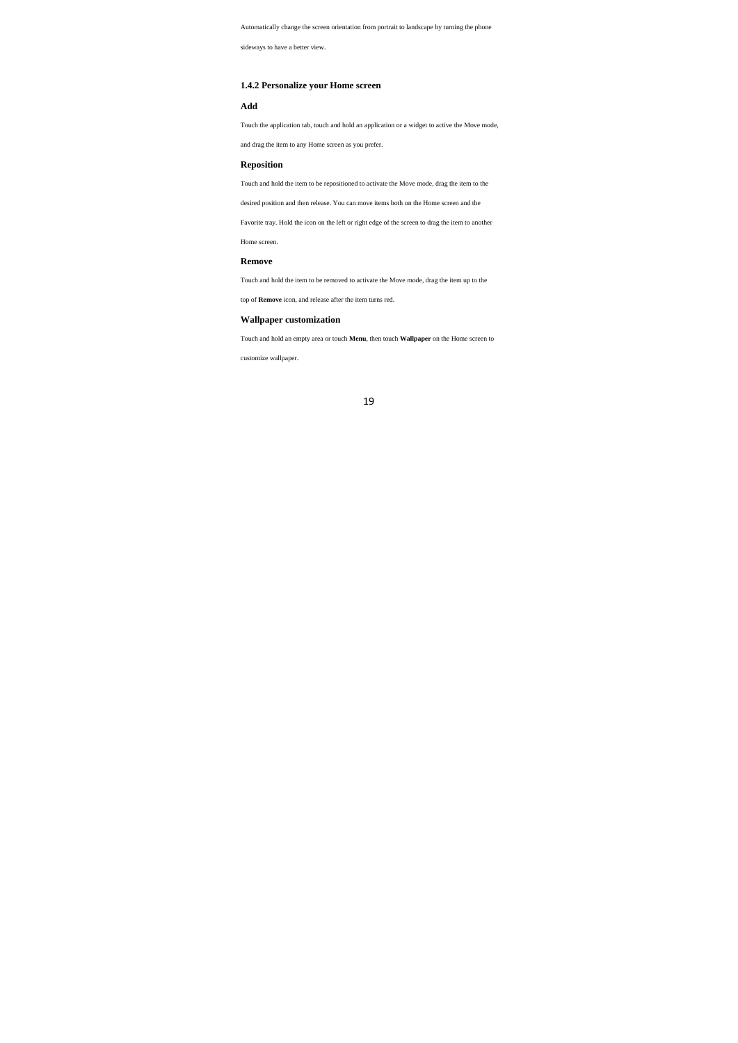Automatically change the screen orientation from portrait to landscape by turning the phone sideways to have a better view.

### 1.4.2 Personalize your Home screen

#### Add

Touch the application tab, touch and hold an application or a widget to active the Move mode, and drag the item to any Home screen as you prefer.

#### Reposition

Touch and hold the item to be repositioned to activate the Move mode, drag the item to the desired position and then release. You can move items both on the Home screen and the Favorite tray. Hold the icon on the left or right edge of the screen to drag the item to another Home screen.

#### Remove

Touch and hold the item to be removed to activate the Move mode, drag the item up to the top of **Remove** icon, and release after the item turns red.

#### Wallpaper customization

Touch and hold an empty area or touch **Menu**, then touch **Wallpaper** on the Home screen to customize wallpaper.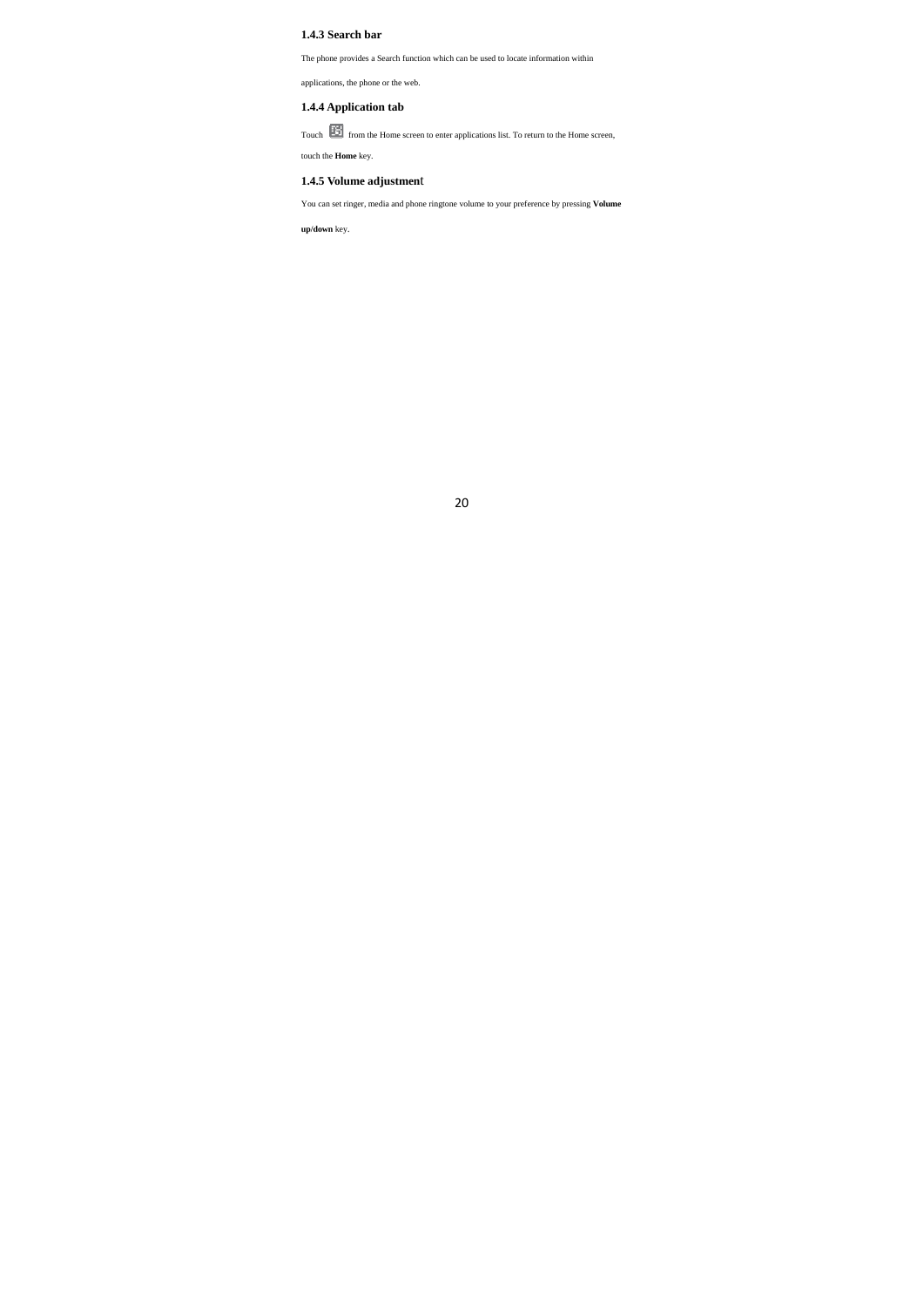### 1.4.3 Search bar

The phone provides a Search function which can be used to locate information within applications, the phone or the web.

### 1.4.4 Application tab

Touch from the Home screen to enter applications list. To return to the Home screen, touch the **Home** key.

### 1.4.5 Volume adjustment

You can set ringer, media and phone ringtone volume to your preference by pressing **Volume up/down** key.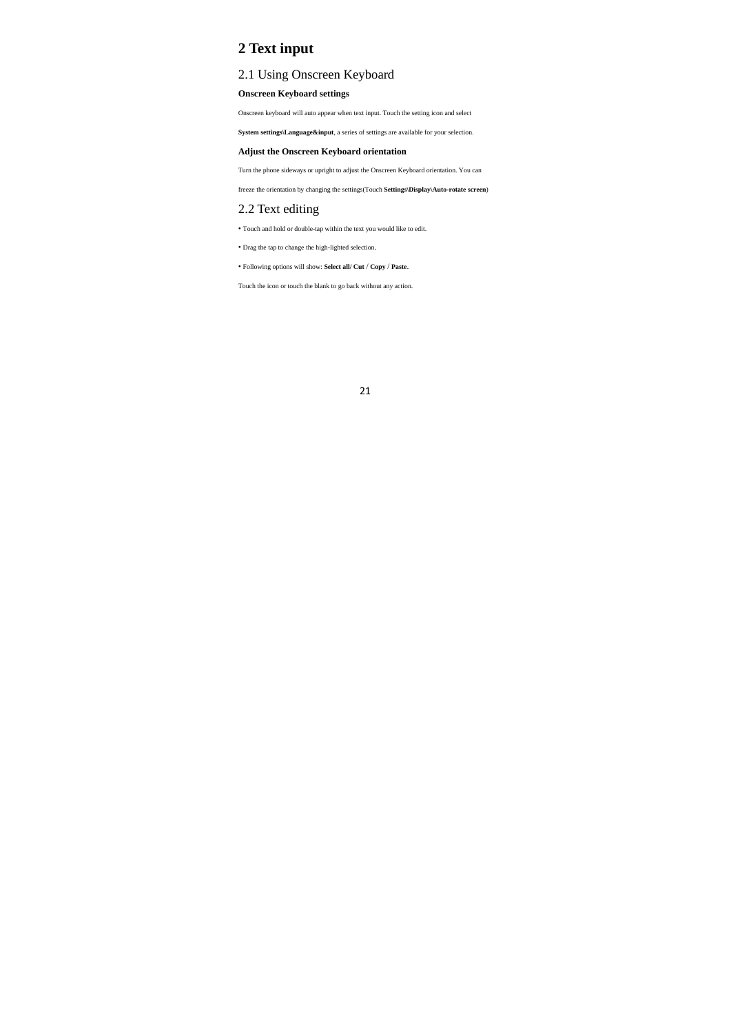# 2 Text input

## 2.1 Using Onscreen Keyboard

### Onscreen Keyboard settings

Onscreen keyboard will auto appear when text input. Touch the setting icon and select

**System settings\Language&input**, a series of settings are available for your selection.

### Adjust the Onscreen Keyboard orientation

Turn the phone sideways or upright to adjust the Onscreen Keyboard orientation. You can

freeze the orientation by changing the settings(Touch **Settings\Display\Auto-rotate screen**)

## 2.2 Text editing

• Touch and hold or double-tap within the text you would like to edit.

• Drag the tap to change the high-lighted selection.

• Following options will show: **Select all/ Cut** / **Copy** / **Paste**.

Touch the icon or touch the blank to go back without any action.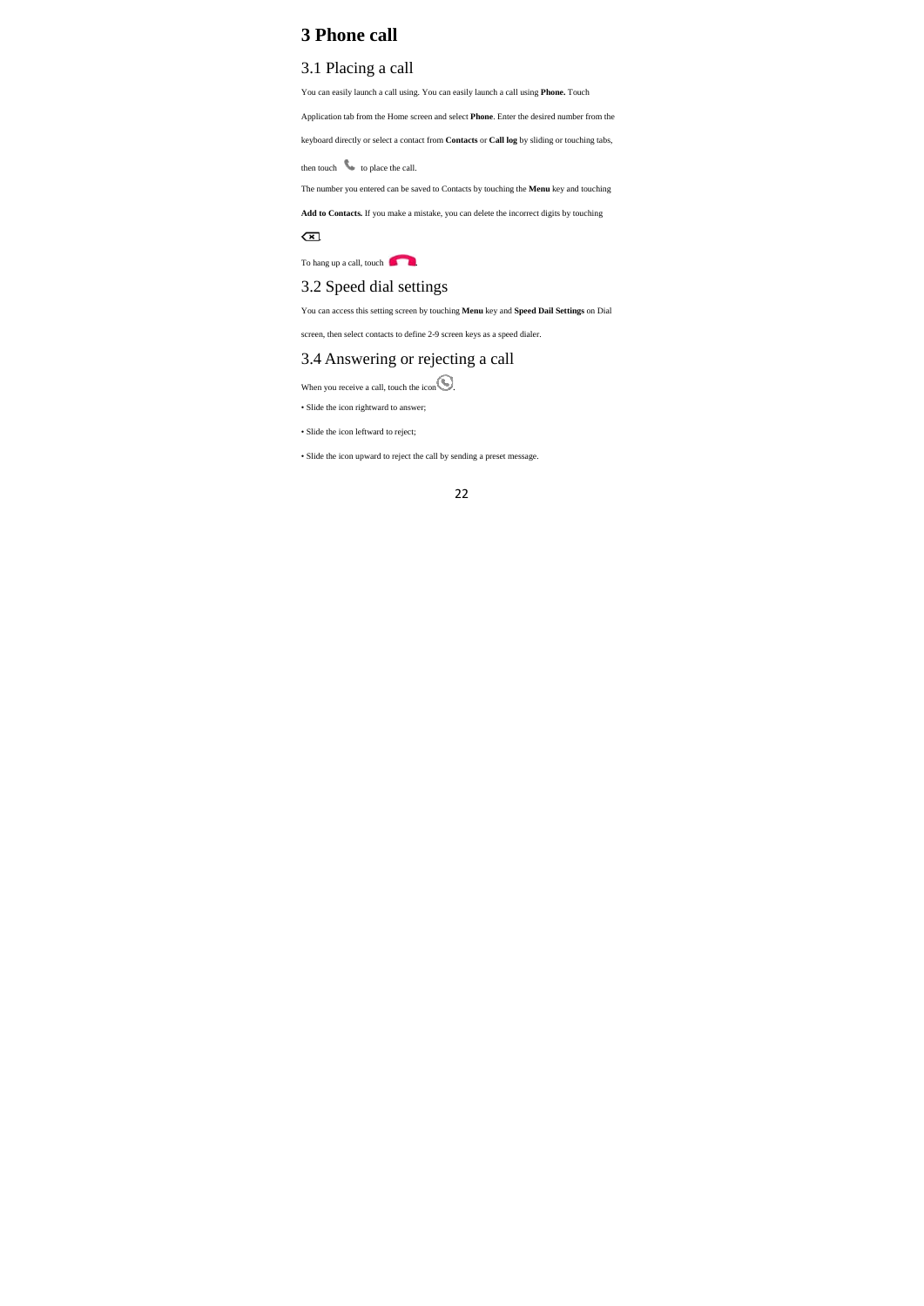# 3 Phone call

## 3.1 Placing a call

You can easily launch a call using. You can easily launch a call using **Phone.** Touch Application tab from the Home screen and select **Phone**. Enter the desired number from the keyboard directly or select a contact from **Contacts** or **Call log** by sliding or touching tabs, then touch to place the call.

The number you entered can be saved to Contacts by touching the **Menu** key and touching **Add to Contacts.** If you make a mistake, you can delete the incorrect digits by touching .

To hang up a call, touch .

## 3.2 Speed dial settings

You can access this setting screen by touching **Menu** key and **Speed Dail Settings** on Dial screen, then select contacts to define 2-9 screen keys as a speed dialer.

## 3.4 Answering or rejecting a call

When you receive a call, touch the icon .

- Slide the icon rightward to answer;
- Slide the icon leftward to reject;
- Slide the icon upward to reject the call by sending a preset message.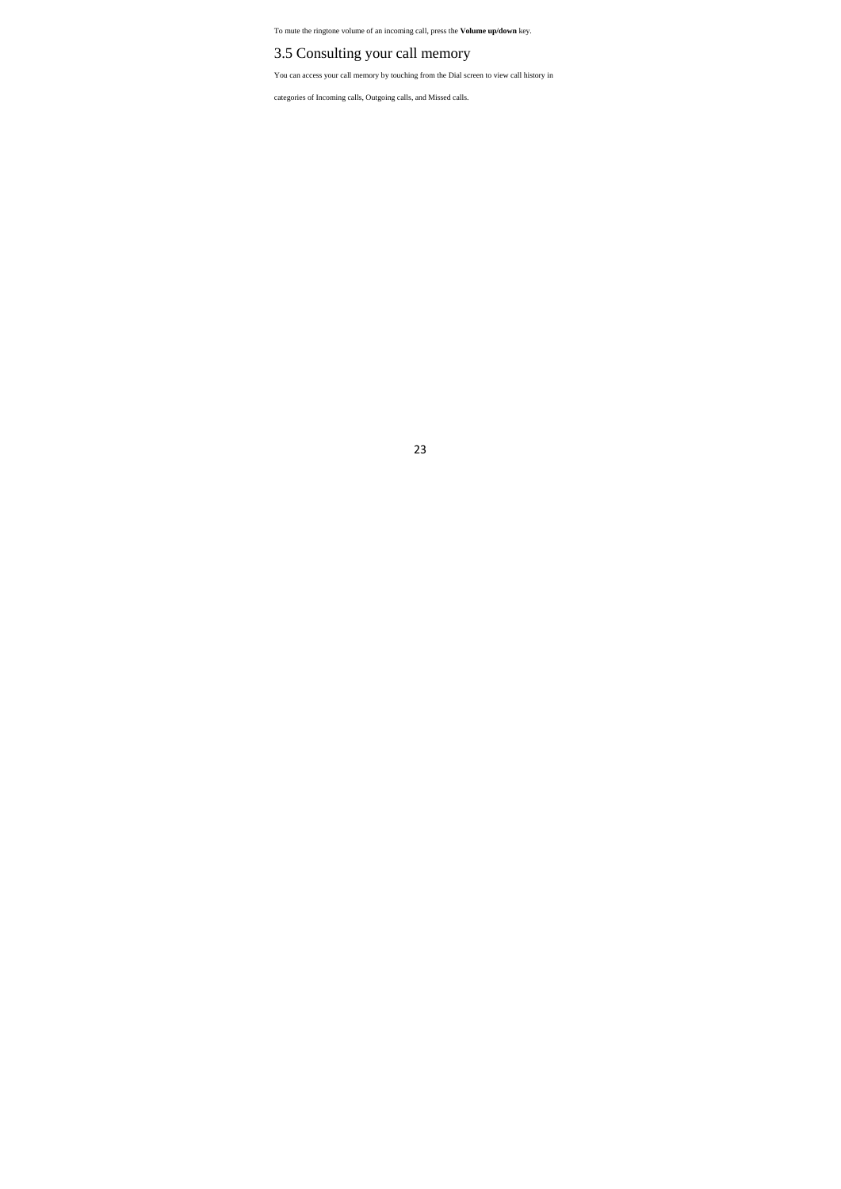To mute the ringtone volume of an incoming call, press the **Volume up/down** key.

## 3.5 Consulting your call memory

You can access your call memory by touching from the Dial screen to view call history in

categories of Incoming calls, Outgoing calls, and Missed calls.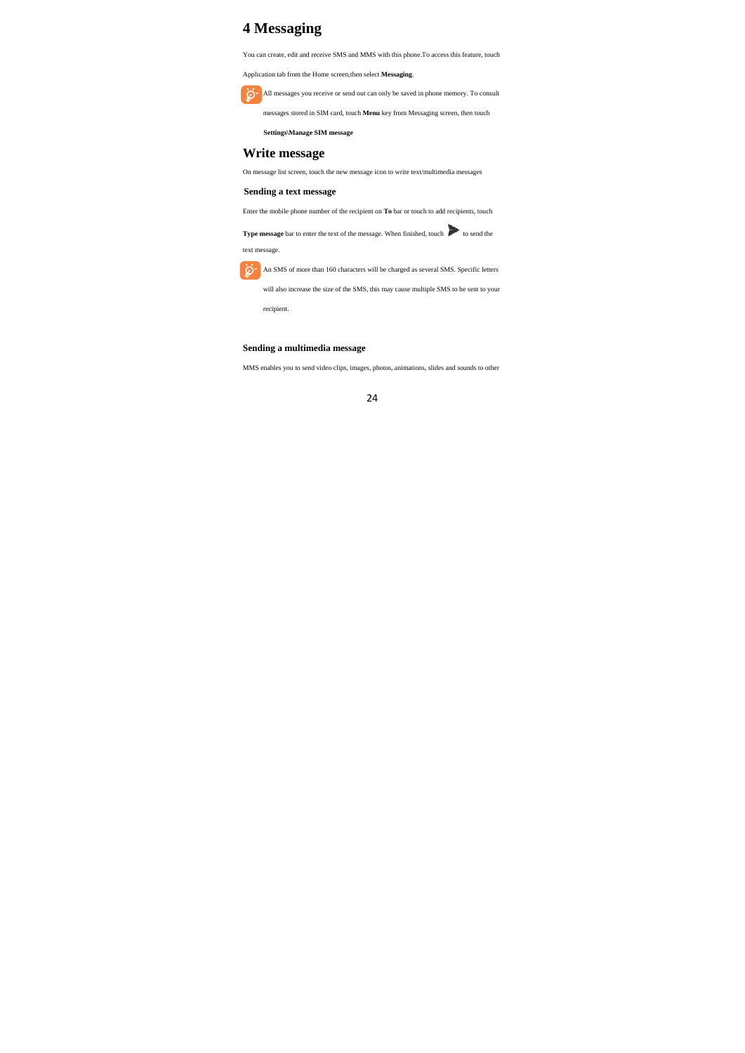# 4 Messaging

You can create, edit and receive SMS and MMS with this phone.To access this feature, touch Application tab from the Home screen,then select **Messaging**.

All messages you receive or send out can only be saved in phone memory. To consult messages stored in SIM card, touch **Menu** key from Messaging screen, then touch **Settings\Manage SIM message**

## Write message

On message list screen, touch the new message icon to write text/multimedia messages

### Sending a text message

Enter the mobile phone number of the recipient on **To** bar or touch to add recipients, touch **Type message** bar to enter the text of the message. When finished, touch to send the text message.

An SMS of more than 160 characters will be charged as several SMS. Specific letters will also increase the size of the SMS, this may cause multiple SMS to be sent to your recipient.

### Sending a multimedia message

MMS enables you to send video clips, images, photos, animations, slides and sounds to other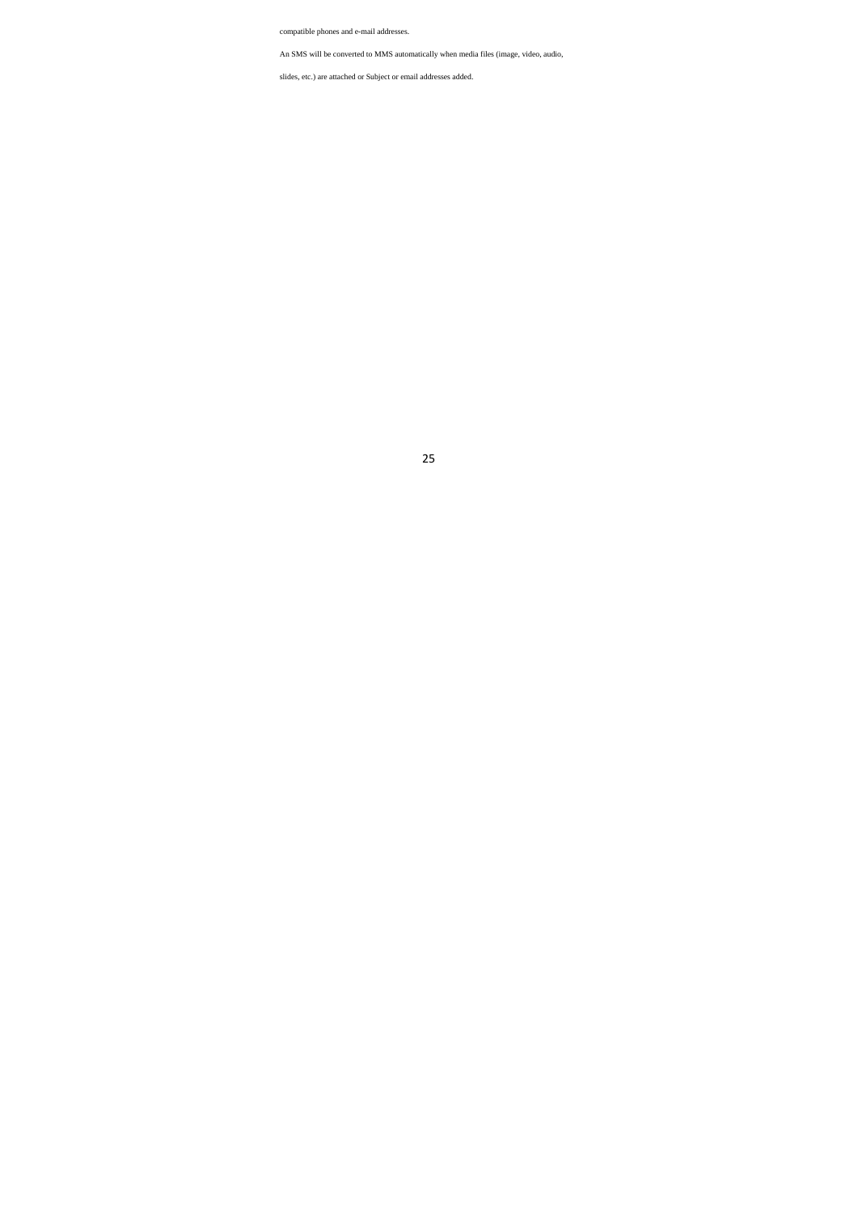compatible phones and e-mail addresses.

An SMS will be converted to MMS automatically when media files (image, video, audio, slides, etc.) are attached or Subject or email addresses added.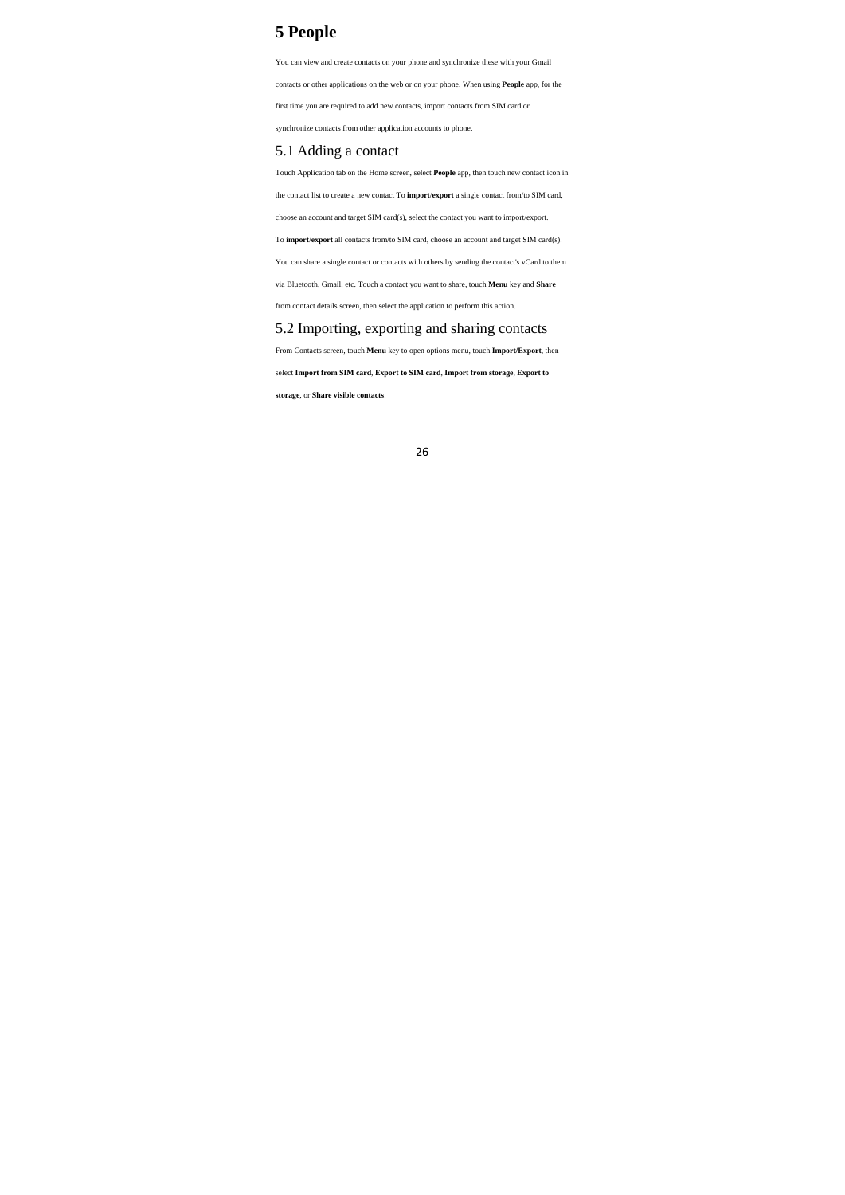# 5 People

You can view and create contacts on your phone and synchronize these with your Gmail contacts or other applications on the web or on your phone. When using **People** app, for the first time you are required to add new contacts, import contacts from SIM card or synchronize contacts from other application accounts to phone.

## 5.1 Adding a contact

Touch Application tab on the Home screen, select **People** app, then touch new contact icon in the contact list to create a new contact To **import**/**export** a single contact from/to SIM card, choose an account and target SIM card(s), select the contact you want to import/export.

To **import**/**export** all contacts from/to SIM card, choose an account and target SIM card(s).

You can share a single contact or contacts with others by sending the contact's vCard to them via Bluetooth, Gmail, etc. Touch a contact you want to share, touch **Menu** key and **Share** from contact details screen, then select the application to perform this action.

## 5.2 Importing, exporting and sharing contacts

From Contacts screen, touch **Menu** key to open options menu, touch **Import/Export**, then select **Import from SIM card**, **Export to SIM card**, **Import from storage**, **Export to storage**, or **Share visible contacts**.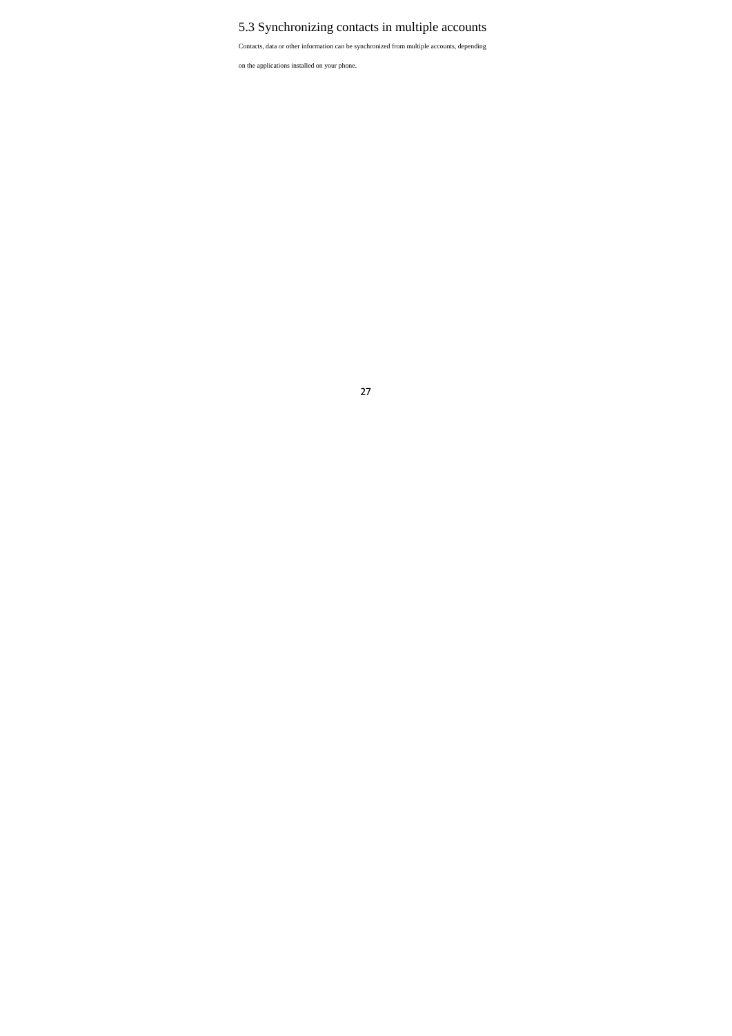## 5.3 Synchronizing contacts in multiple accounts

Contacts, data or other information can be synchronized from multiple accounts, depending on the applications installed on your phone.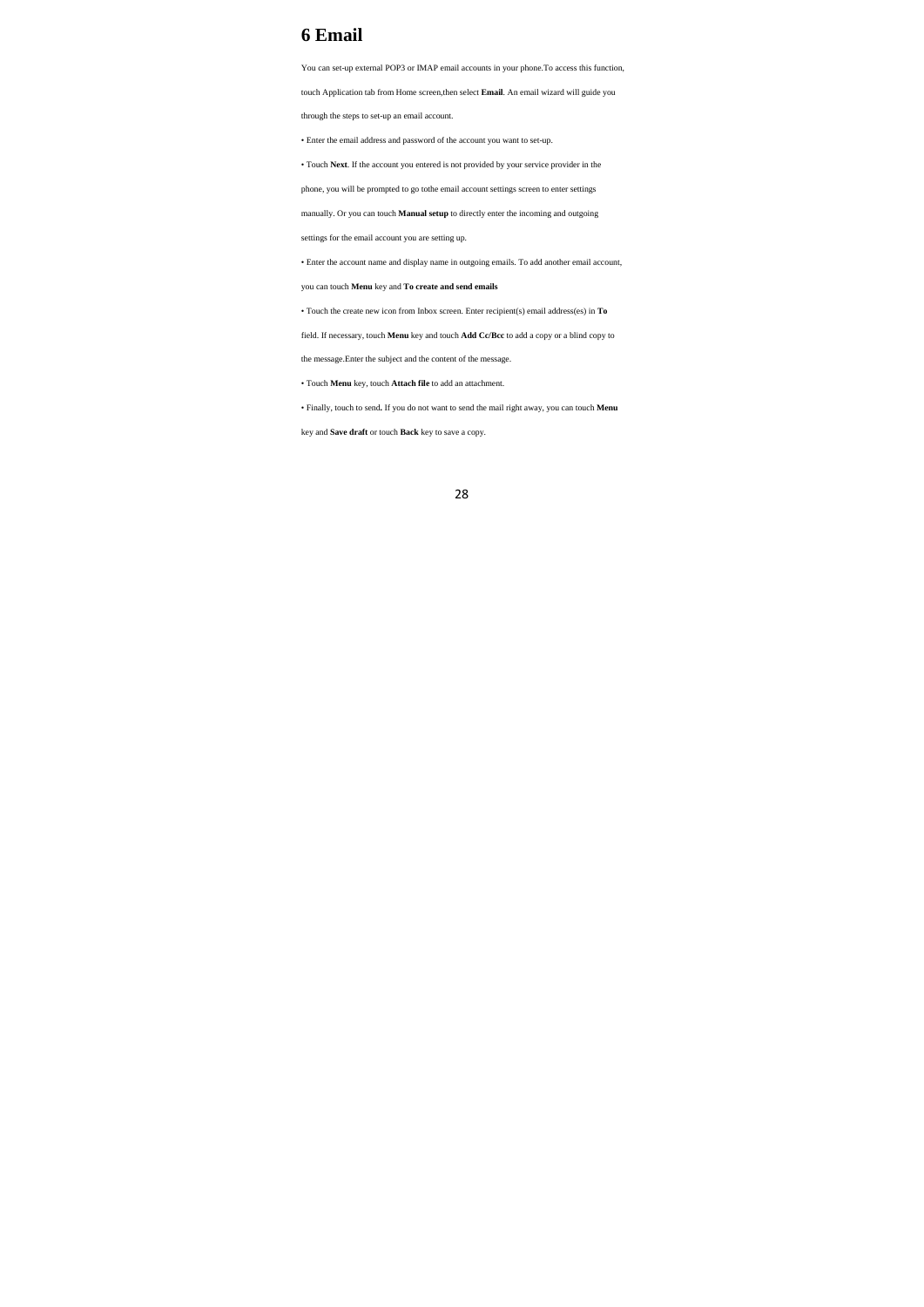# 6 Email

You can set-up external POP3 or IMAP email accounts in your phone.To access this function, touch Application tab from Home screen,then select **Email**. An email wizard will guide you through the steps to set-up an email account.

• Enter the email address and password of the account you want to set-up.

• Touch **Next**. If the account you entered is not provided by your service provider in the phone, you will be prompted to go tothe email account settings screen to enter settings manually. Or you can touch **Manual setup** to directly enter the incoming and outgoing settings for the email account you are setting up.

• Enter the account name and display name in outgoing emails. To add another email account, you can touch **Menu** key and **To create and send emails**

• Touch the create new icon from Inbox screen. Enter recipient(s) email address(es) in **To** field. If necessary, touch **Menu** key and touch **Add Cc/Bcc** to add a copy or a blind copy to the message.Enter the subject and the content of the message.

• Touch **Menu** key, touch **Attach file** to add an attachment.

• Finally, touch to send**.** If you do not want to send the mail right away, you can touch **Menu** key and **Save draft** or touch **Back** key to save a copy.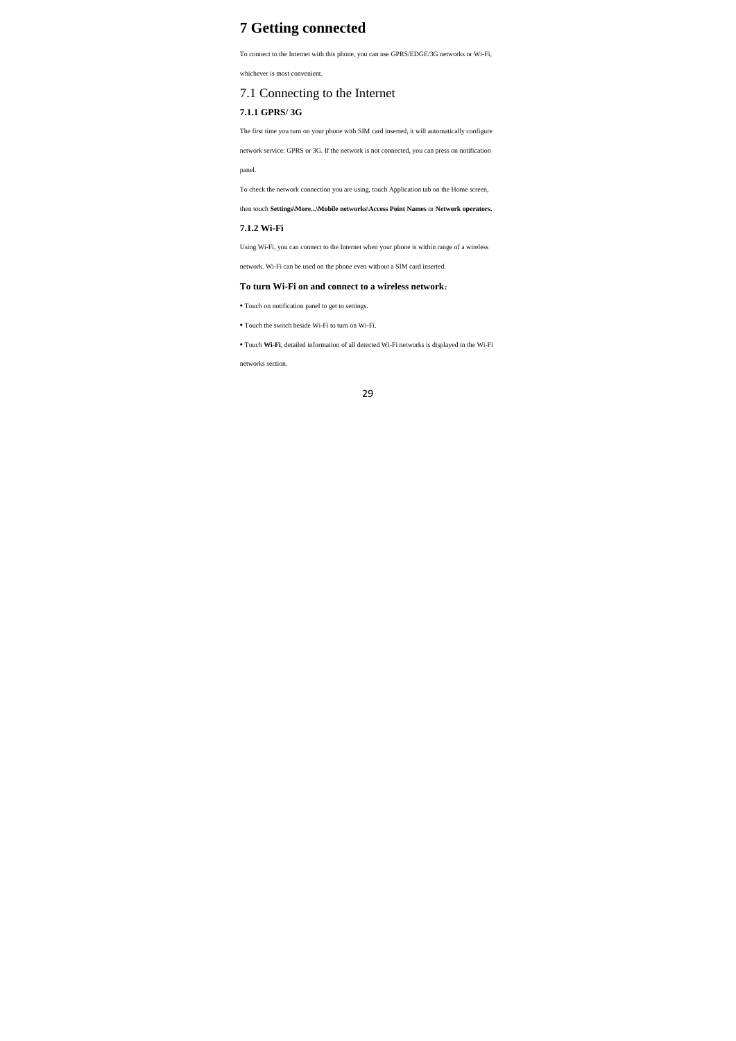# 7 Getting connected

To connect to the Internet with this phone, you can use GPRS/EDGE/3G networks or Wi-Fi, whichever is most convenient.

## 7.1 Connecting to the Internet

### 7.1.1 GPRS/ 3G

The first time you turn on your phone with SIM card inserted, it will automatically configure network service: GPRS or 3G. If the network is not connected, you can press on notification panel.

To check the network connection you are using, touch Application tab on the Home screen, then touch **Settings\More...\Mobile networks\Access Point Names** or **Network operators.**

### 7.1.2 Wi-Fi

Using Wi-Fi, you can connect to the Internet when your phone is within range of a wireless network. Wi-Fi can be used on the phone even without a SIM card inserted.

**To turn Wi-Fi on and connect to a wireless network:**

- Touch on notification panel to get to settings.
- Touch the switch beside Wi-Fi to turn on Wi-Fi.
- Touch **Wi-Fi**, detailed information of all detected Wi-Fi networks is displayed in the Wi-Fi networks section.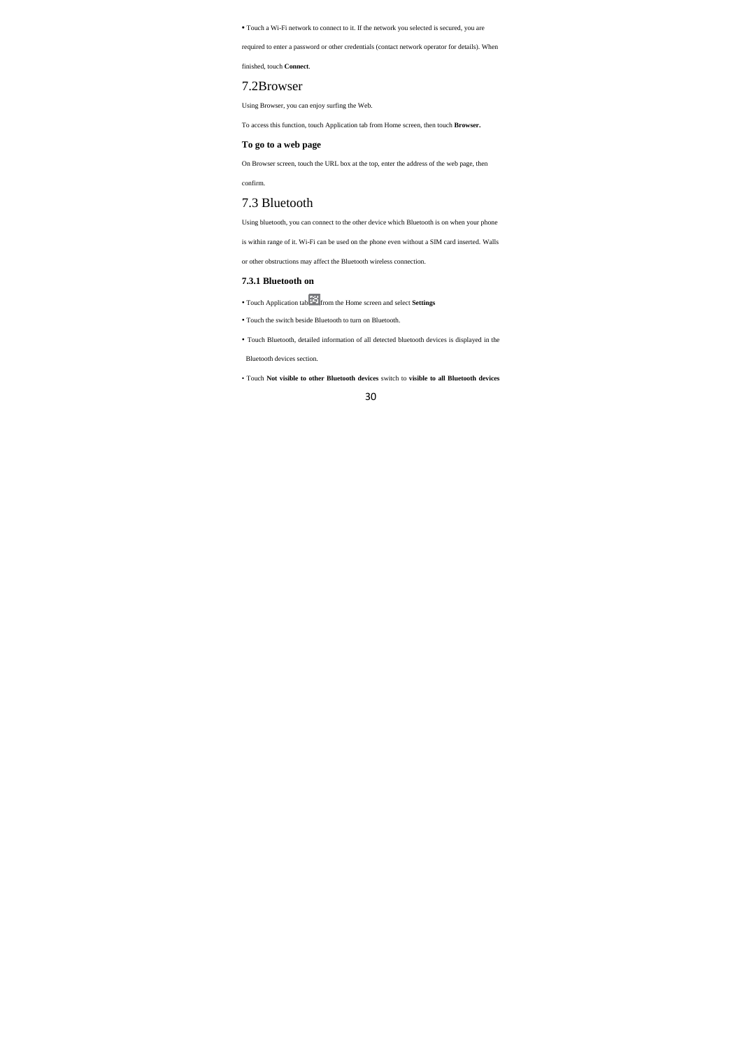• Touch a Wi-Fi network to connect to it. If the network you selected is secured, you are required to enter a password or other credentials (contact network operator for details). When finished, touch **Connect**.

## 7.2Browser

Using Browser, you can enjoy surfing the Web.

To access this function, touch Application tab from Home screen, then touch **Browser.**

### To go to a web page

On Browser screen, touch the URL box at the top, enter the address of the web page, then confirm.

## 7.3 Bluetooth

Using bluetooth, you can connect to the other device which Bluetooth is on when your phone is within range of it. Wi-Fi can be used on the phone even without a SIM card inserted. Walls or other obstructions may affect the Bluetooth wireless connection.

### 7.3.1 Bluetooth on

• Touch Application tab from the Home screen and select **Settings**

• Touch the switch beside Bluetooth to turn on Bluetooth.

• Touch Bluetooth, detailed information of all detected bluetooth devices is displayed in the Bluetooth devices section.

• Touch **Not visible to other Bluetooth devices** switch to **visible to all Bluetooth devices**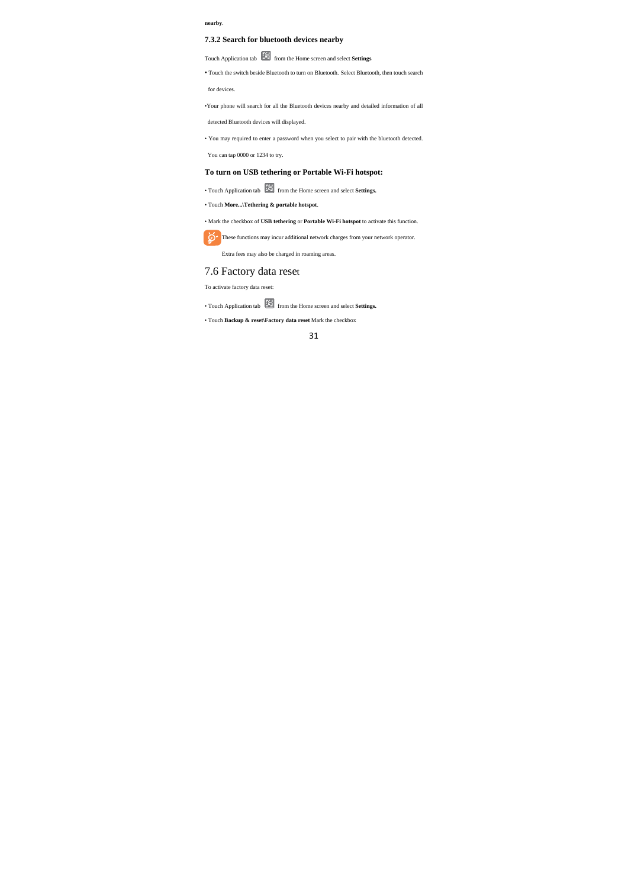**nearby**.

### 7.3.2 Search for bluetooth devices nearby

Touch Application tab from the Home screen and select **Settings**

- Touch the switch beside Bluetooth to turn on Bluetooth. Select Bluetooth, then touch search for devices.
- Your phone will search for all the Bluetooth devices nearby and detailed information of all detected Bluetooth devices will displayed.
- You may required to enter a password when you select to pair with the bluetooth detected. You can tap 0000 or 1234 to try.

### To turn on USB tethering or Portable Wi-Fi hotspot:

- Touch Application tab from the Home screen and select **Settings.**
- Touch **More...\Tethering & portable hotspot**.
- Mark the checkbox of **USB tethering** or **Portable Wi-Fi hotspot** to activate this function.

These functions may incur additional network charges from your network operator. Extra fees may also be charged in roaming areas.

## 7.6 Factory data reset

To activate factory data reset:

- Touch Application tab from the Home screen and select **Settings.**
- Touch **Backup & reset\Factory data reset** Mark the checkbox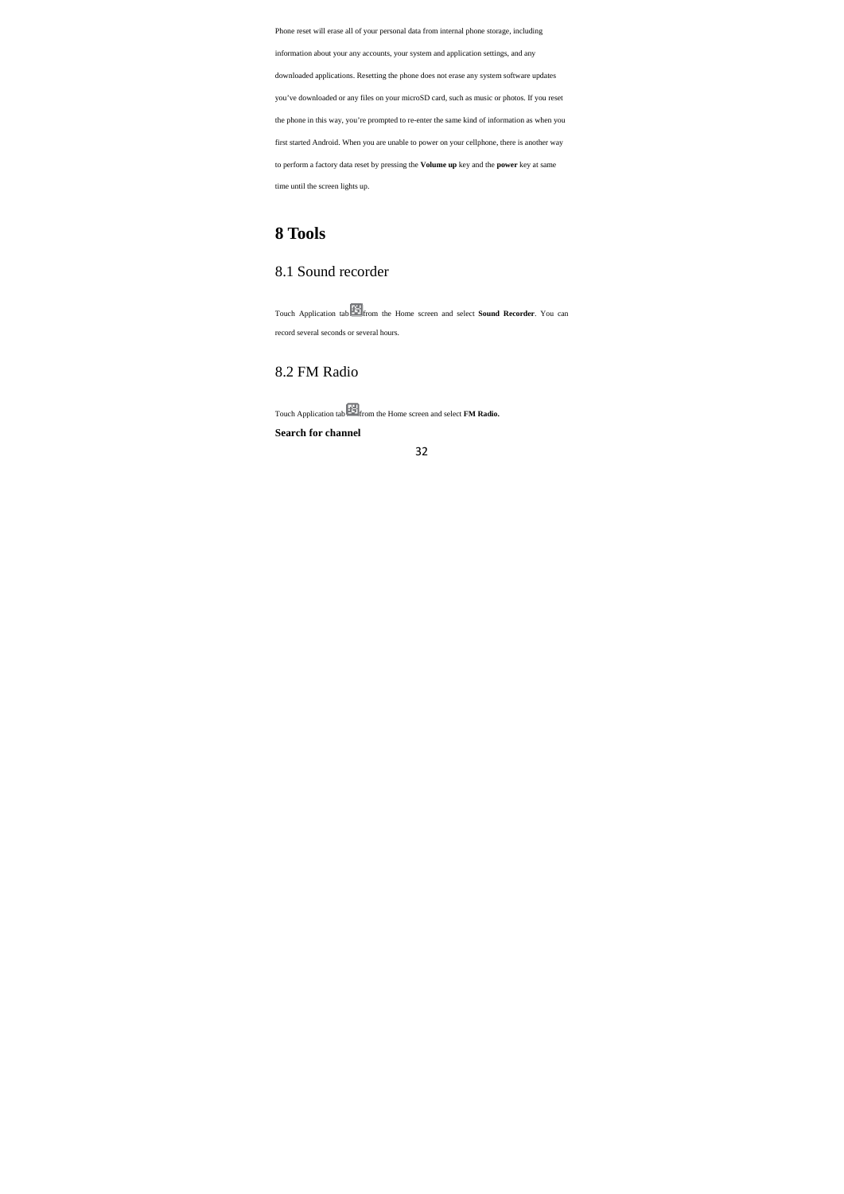Phone reset will erase all of your personal data from internal phone storage, including information about your any accounts, your system and application settings, and any downloaded applications. Resetting the phone does not erase any system software updates you've downloaded or any files on your microSD card, such as music or photos. If you reset the phone in this way, you're prompted to re-enter the same kind of information as when you first started Android. When you are unable to power on your cellphone, there is another way to perform a factory data reset by pressing the **Volume up** key and the **power** key at same time until the screen lights up.

# 8 Tools

## 8.1 Sound recorder

Touch Application tab from the Home screen and select **Sound Recorder**. You can record several seconds or several hours.

## 8.2 FM Radio

Touch Application tab from the Home screen and select **FM Radio.**

**Search for channel**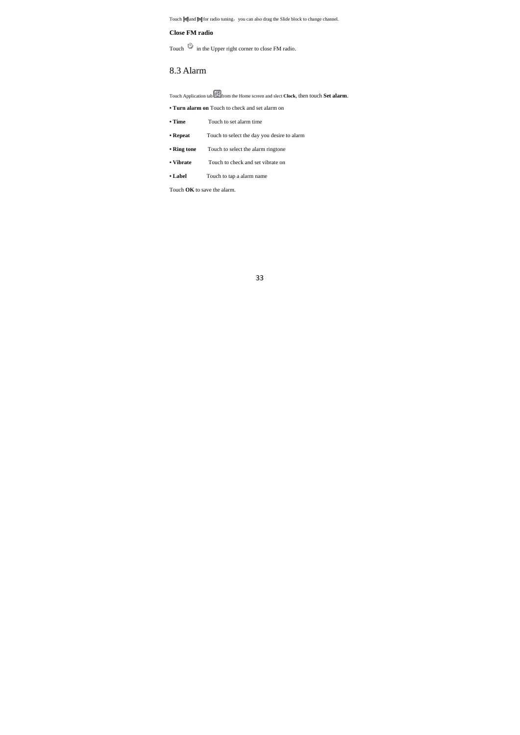Touch  and  for radio tuning, you can also drag the Slide block to change channel.

**Close FM radio**

Touch  in the Upper right corner to close FM radio.

## 8.3 Alarm

Touch Application tab  from the Home screen and slect **Clock**, then touch **Set alarm**.

- **Turn alarm on** Touch to check and set alarm on
- **Time** Touch to set alarm time
- **Repeat** Touch to select the day you desire to alarm
- **Ring tone** Touch to select the alarm ringtone
- **Vibrate** Touch to check and set vibrate on
- **Label** Touch to tap a alarm name

Touch **OK** to save the alarm.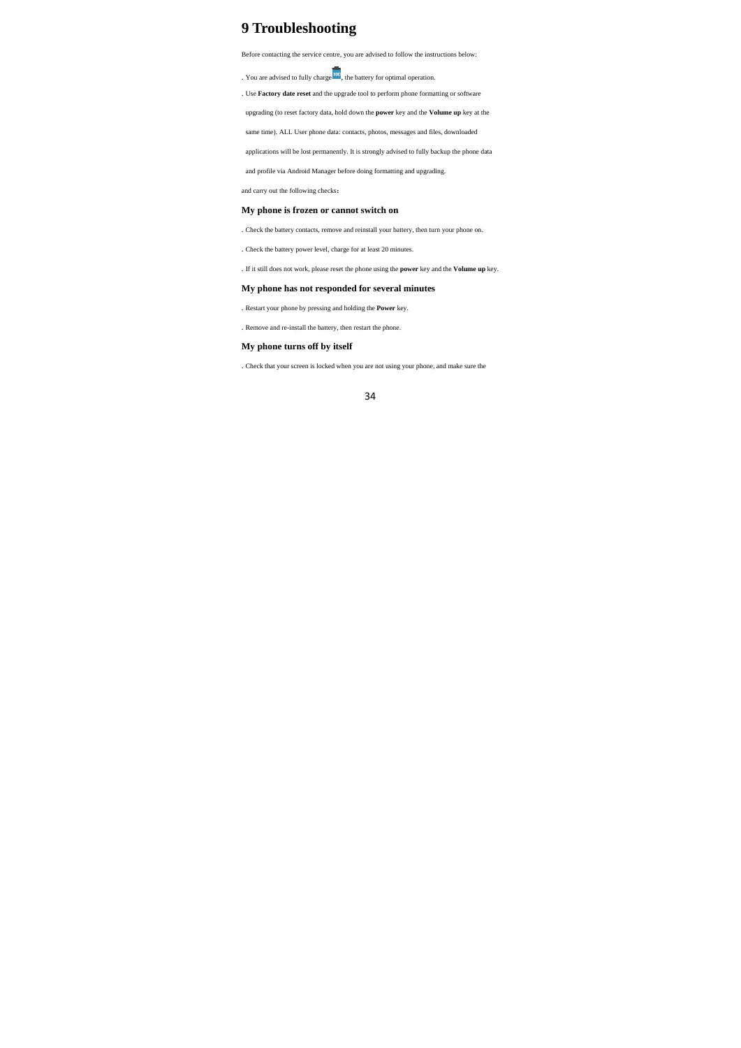# 9 Troubleshooting

Before contacting the service centre, you are advised to follow the instructions below:

. You are advised to fully charge , the battery for optimal operation.

. Use **Factory date reset** and the upgrade tool to perform phone formatting or software upgrading (to reset factory data, hold down the **power** key and the **Volume up** key at the same time). ALL User phone data: contacts, photos, messages and files, downloaded applications will be lost permanently. It is strongly advised to fully backup the phone data and profile via Android Manager before doing formatting and upgrading.

and carry out the following checks：

### My phone is frozen or cannot switch on

. Check the battery contacts, remove and reinstall your battery, then turn your phone on.

. Check the battery power level, charge for at least 20 minutes.

. If it still does not work, please reset the phone using the **power** key and the **Volume up** key.

### My phone has not responded for several minutes

. Restart your phone by pressing and holding the **Power** key.

. Remove and re-install the battery, then restart the phone.

### My phone turns off by itself

. Check that your screen is locked when you are not using your phone, and make sure the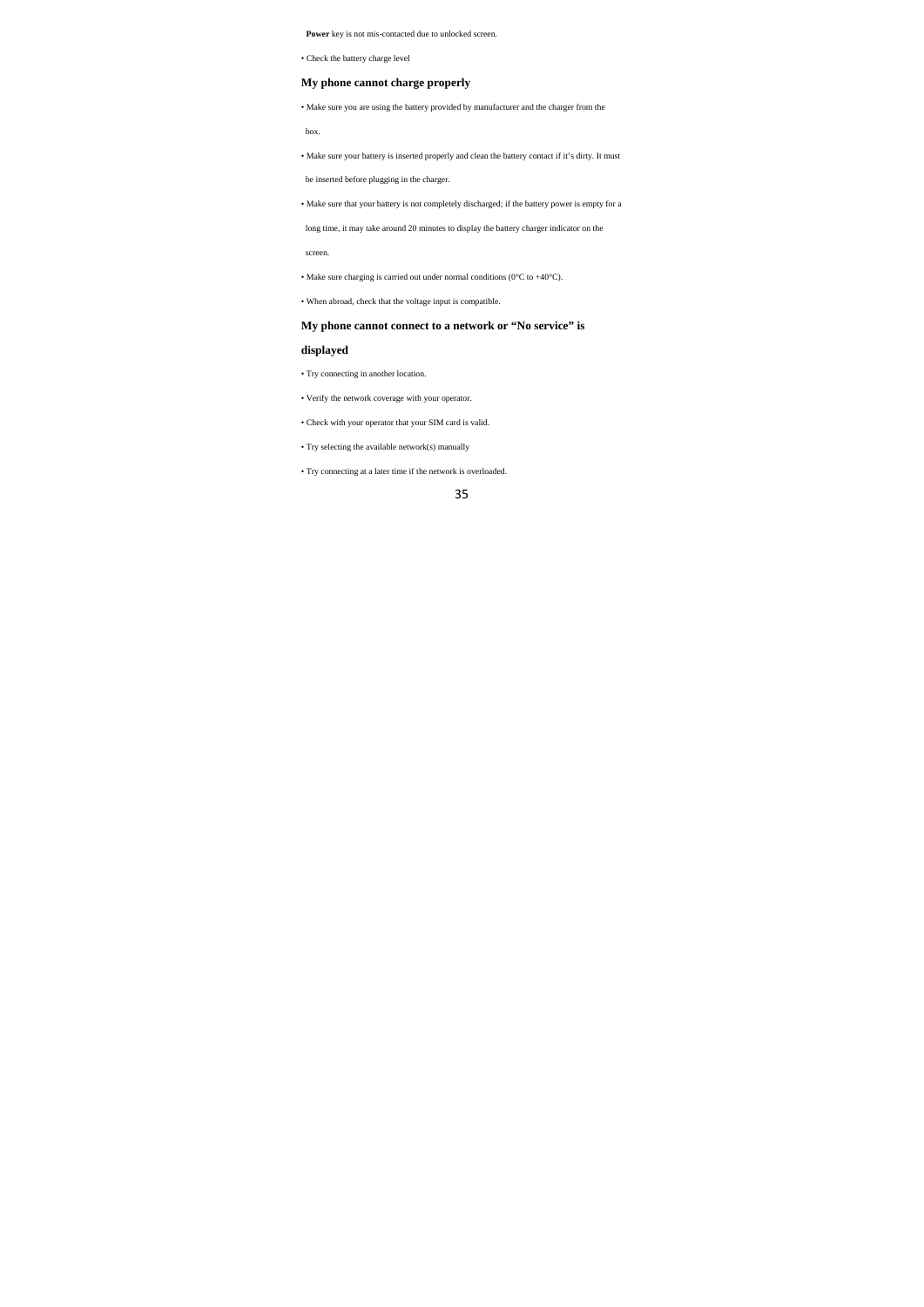**Power** key is not mis-contacted due to unlocked screen.

- Check the battery charge level

### My phone cannot charge properly

- Make sure you are using the battery provided by manufacturer and the charger from the box.
- Make sure your battery is inserted properly and clean the battery contact if it's dirty. It must be inserted before plugging in the charger.
- Make sure that your battery is not completely discharged; if the battery power is empty for a long time, it may take around 20 minutes to display the battery charger indicator on the screen.
- Make sure charging is carried out under normal conditions (0°C to +40°C).
- When abroad, check that the voltage input is compatible.

### My phone cannot connect to a network or "No service" is displayed

- Try connecting in another location.
- Verify the network coverage with your operator.
- Check with your operator that your SIM card is valid.
- Try selecting the available network(s) manually
- Try connecting at a later time if the network is overloaded.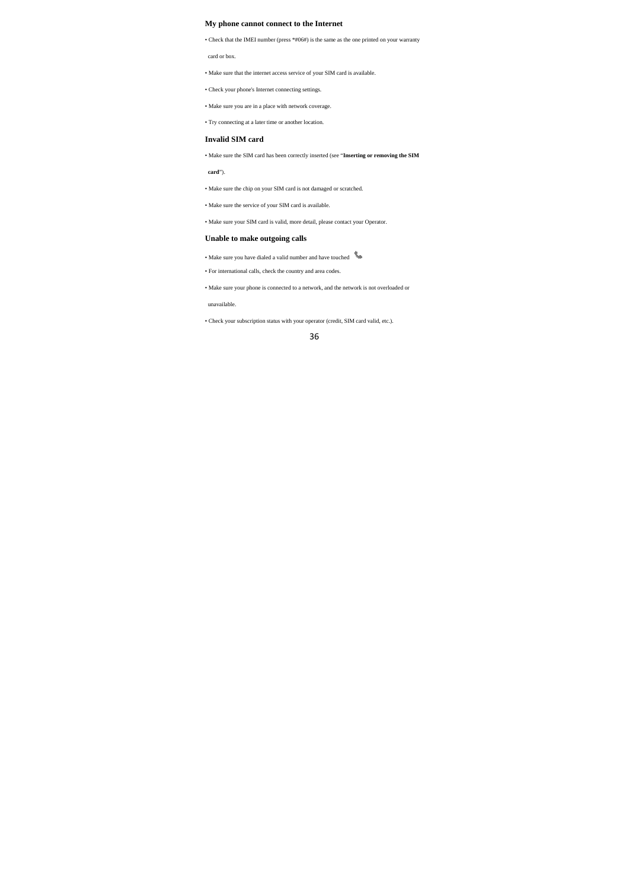### My phone cannot connect to the Internet

- Check that the IMEI number (press *#06#) is the same as the one printed on your warranty card or box.
- Make sure that the internet access service of your SIM card is available.
- Check your phone's Internet connecting settings.
- Make sure you are in a place with network coverage.
- Try connecting at a later time or another location.

### Invalid SIM card

- Make sure the SIM card has been correctly inserted (see "**Inserting or removing the SIM card**").
- Make sure the chip on your SIM card is not damaged or scratched.
- Make sure the service of your SIM card is available.
- Make sure your SIM card is valid, more detail, please contact your Operator.

### Unable to make outgoing calls

- Make sure you have dialed a valid number and have touched
- For international calls, check the country and area codes.
- Make sure your phone is connected to a network, and the network is not overloaded or unavailable.
- Check your subscription status with your operator (credit, SIM card valid, etc.).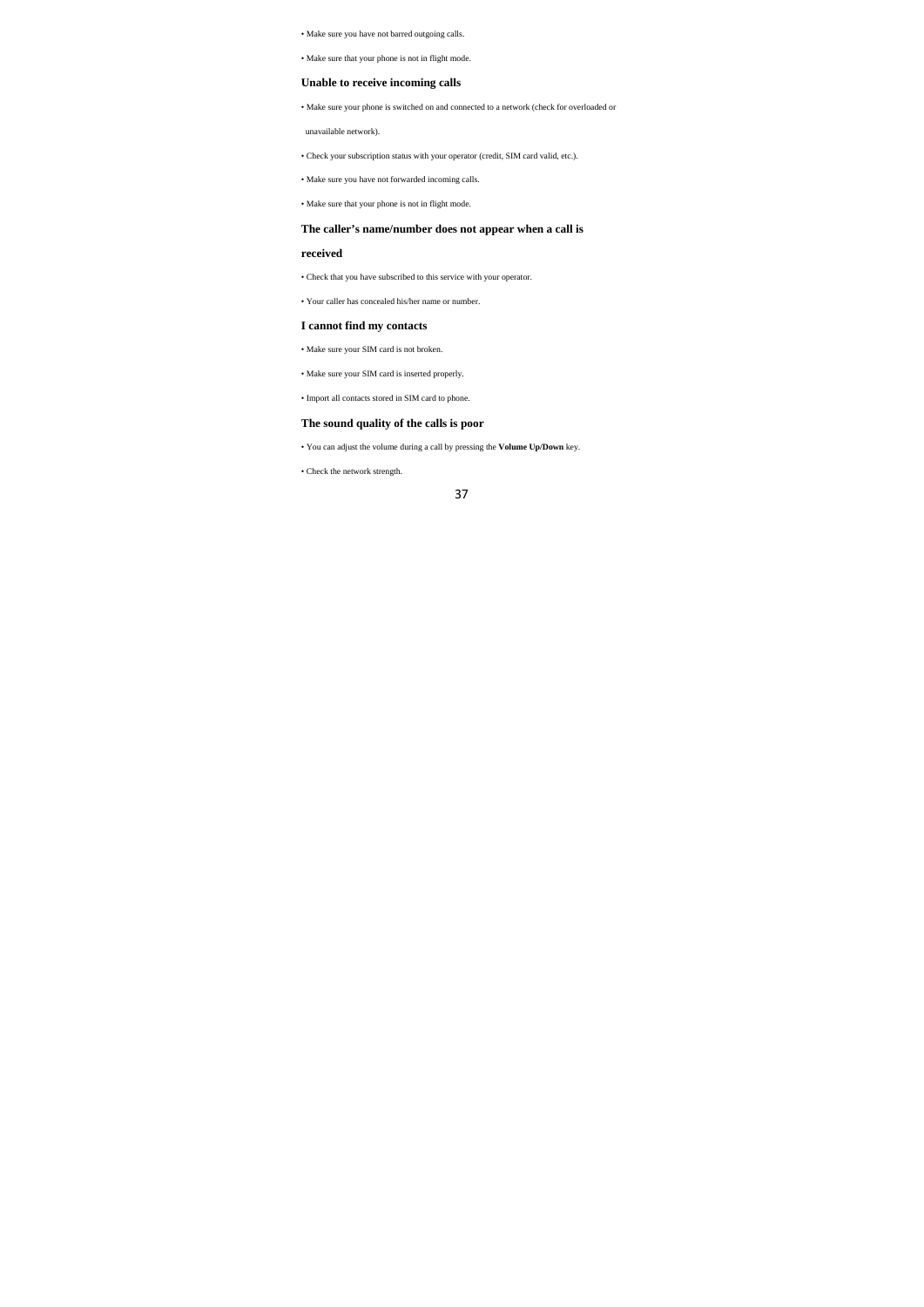- Make sure you have not barred outgoing calls.
- Make sure that your phone is not in flight mode.

### Unable to receive incoming calls

- Make sure your phone is switched on and connected to a network (check for overloaded or unavailable network).
- Check your subscription status with your operator (credit, SIM card valid, etc.).
- Make sure you have not forwarded incoming calls.
- Make sure that your phone is not in flight mode.

### The caller’s name/number does not appear when a call is received

- Check that you have subscribed to this service with your operator.
- Your caller has concealed his/her name or number.

### I cannot find my contacts

- Make sure your SIM card is not broken.
- Make sure your SIM card is inserted properly.
- Import all contacts stored in SIM card to phone.

### The sound quality of the calls is poor

- You can adjust the volume during a call by pressing the **Volume Up/Down** key.
- Check the network strength.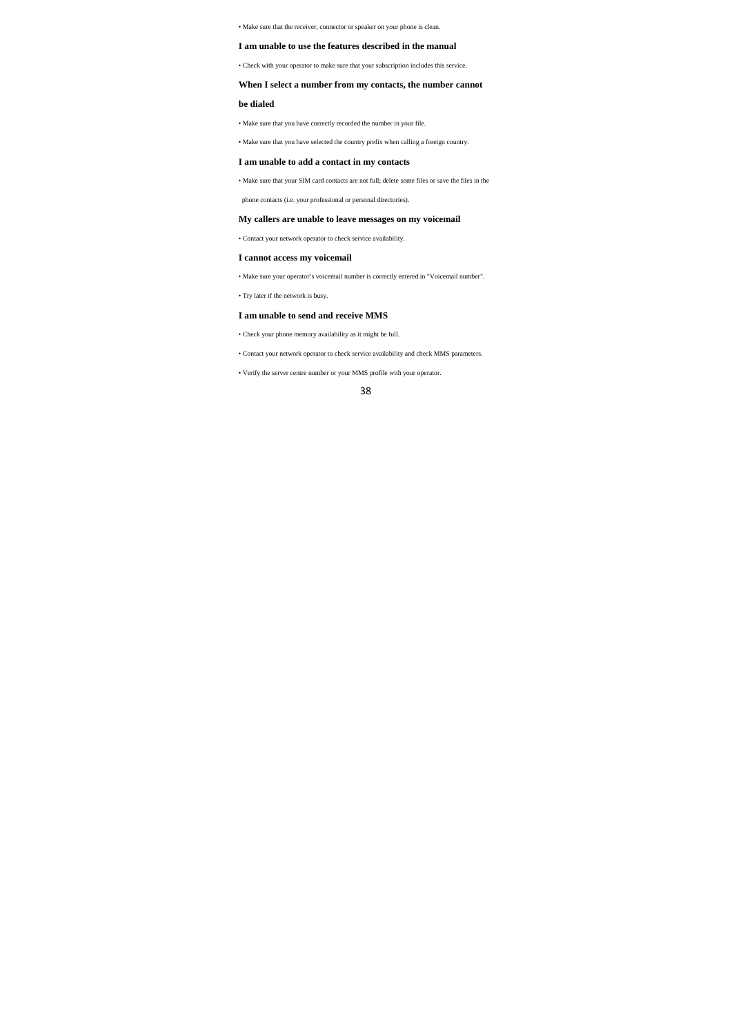- Make sure that the receiver, connector or speaker on your phone is clean.

**I am unable to use the features described in the manual**

- Check with your operator to make sure that your subscription includes this service.

**When I select a number from my contacts, the number cannot be dialed**

- Make sure that you have correctly recorded the number in your file.
- Make sure that you have selected the country prefix when calling a foreign country.

**I am unable to add a contact in my contacts**

- Make sure that your SIM card contacts are not full; delete some files or save the files in the phone contacts (i.e. your professional or personal directories).

**My callers are unable to leave messages on my voicemail**

- Contact your network operator to check service availability.

**I cannot access my voicemail**

- Make sure your operator's voicemail number is correctly entered in "Voicemail number".
- Try later if the network is busy.

**I am unable to send and receive MMS**

- Check your phone memory availability as it might be full.
- Contact your network operator to check service availability and check MMS parameters.
- Verify the server centre number or your MMS profile with your operator.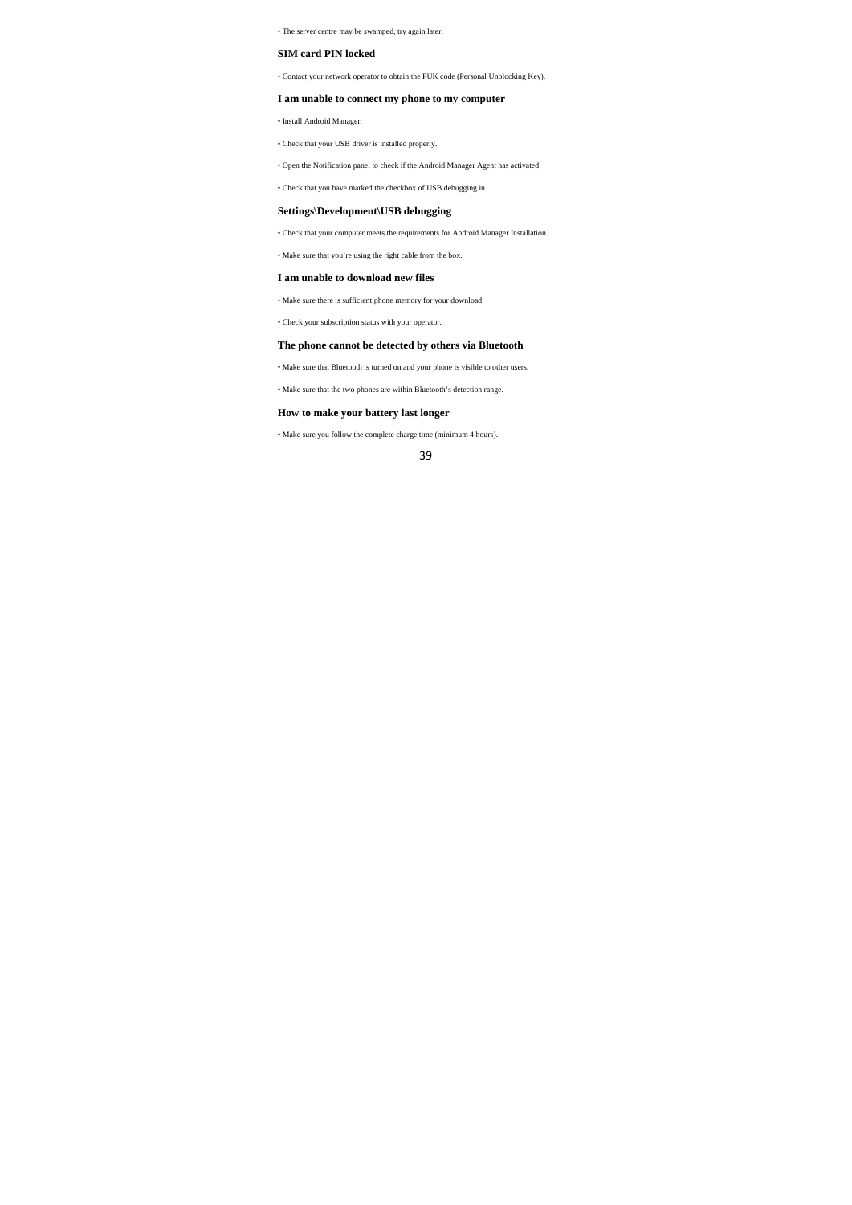• The server centre may be swamped, try again later.

**SIM card PIN locked**

• Contact your network operator to obtain the PUK code (Personal Unblocking Key).

**I am unable to connect my phone to my computer**

• Install Android Manager.

• Check that your USB driver is installed properly.

• Open the Notification panel to check if the Android Manager Agent has activated.

• Check that you have marked the checkbox of USB debugging in

**Settings\Development\USB debugging**

• Check that your computer meets the requirements for Android Manager Installation.

• Make sure that you're using the right cable from the box.

**I am unable to download new files**

• Make sure there is sufficient phone memory for your download.

• Check your subscription status with your operator.

**The phone cannot be detected by others via Bluetooth**

• Make sure that Bluetooth is turned on and your phone is visible to other users.

• Make sure that the two phones are within Bluetooth's detection range.

**How to make your battery last longer**

• Make sure you follow the complete charge time (minimum 4 hours).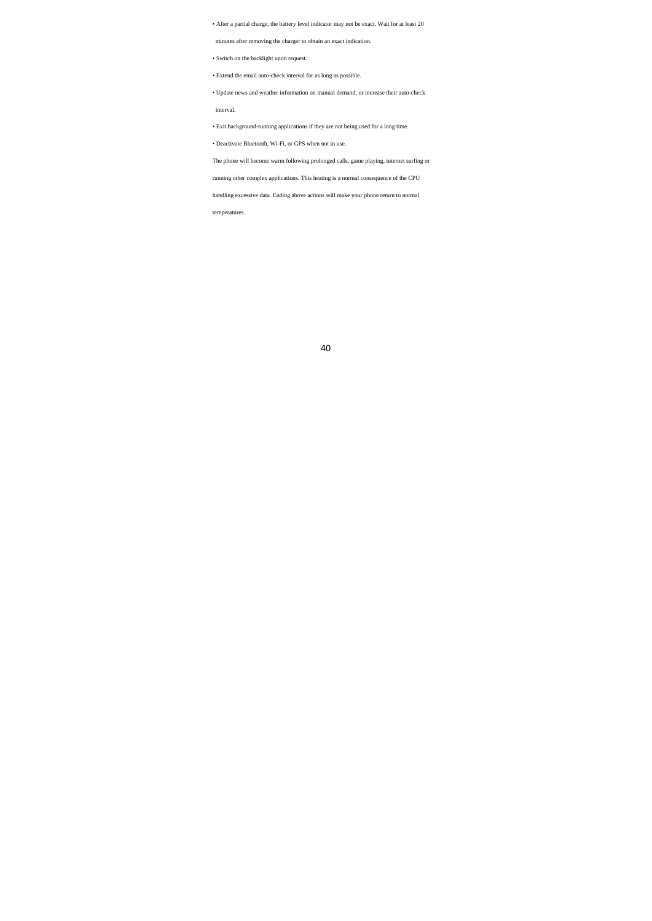- After a partial charge, the battery level indicator may not be exact. Wait for at least 20 minutes after removing the charger to obtain an exact indication.
- Switch on the backlight upon request.
- Extend the email auto-check interval for as long as possible.
- Update news and weather information on manual demand, or increase their auto-check interval.
- Exit background-running applications if they are not being used for a long time.
- Deactivate Bluetooth, Wi-Fi, or GPS when not in use.

The phone will become warm following prolonged calls, game playing, internet surfing or running other complex applications. This heating is a normal consequence of the CPU handling excessive data. Ending above actions will make your phone return to normal temperatures.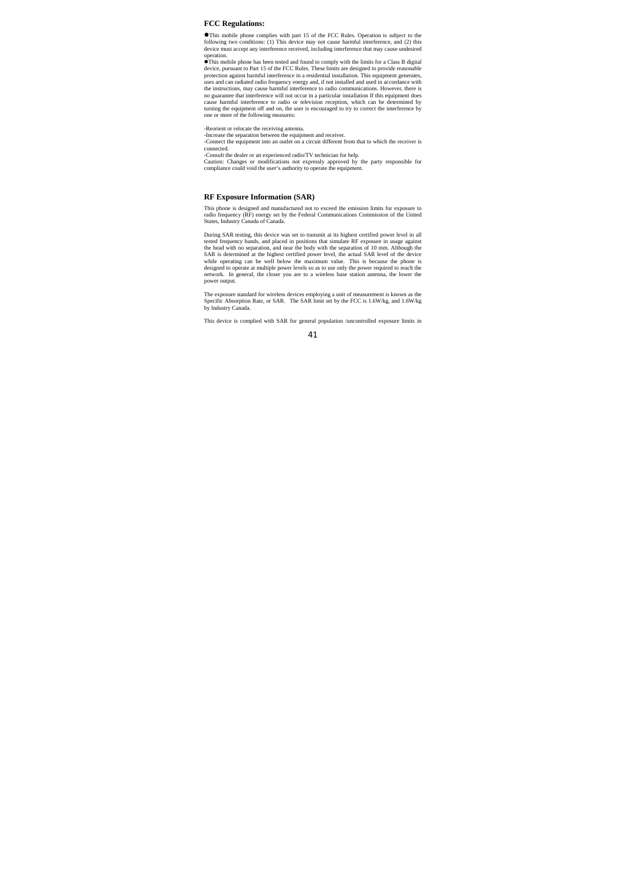## FCC Regulations:

●This mobile phone complies with part 15 of the FCC Rules. Operation is subject to the following two conditions: (1) This device may not cause harmful interference, and (2) this device must accept any interference received, including interference that may cause undesired operation.

●This mobile phone has been tested and found to comply with the limits for a Class B digital device, pursuant to Part 15 of the FCC Rules. These limits are designed to provide reasonable protection against harmful interference in a residential installation. This equipment generates, uses and can radiated radio frequency energy and, if not installed and used in accordance with the instructions, may cause harmful interference to radio communications. However, there is no guarantee that interference will not occur in a particular installation If this equipment does cause harmful interference to radio or television reception, which can be determined by turning the equipment off and on, the user is encouraged to try to correct the interference by one or more of the following measures:

-Reorient or relocate the receiving antenna.
-Increase the separation between the equipment and receiver.
-Connect the equipment into an outlet on a circuit different from that to which the receiver is connected.
-Consult the dealer or an experienced radio/TV technician for help.
Caution: Changes or modifications not expressly approved by the party responsible for compliance could void the user's authority to operate the equipment.

## RF Exposure Information (SAR)

This phone is designed and manufactured not to exceed the emission limits for exposure to radio frequency (RF) energy set by the Federal Communications Commission of the United States, Industry Canada of Canada.

During SAR testing, this device was set to transmit at its highest certified power level in all tested frequency bands, and placed in positions that simulate RF exposure in usage against the head with no separation, and near the body with the separation of 10 mm. Although the SAR is determined at the highest certified power level, the actual SAR level of the device while operating can be well below the maximum value. This is because the phone is designed to operate at multiple power levels so as to use only the power required to reach the network. In general, the closer you are to a wireless base station antenna, the lower the power output.

The exposure standard for wireless devices employing a unit of measurement is known as the Specific Absorption Rate, or SAR. The SAR limit set by the FCC is 1.6W/kg, and 1.6W/kg by Industry Canada.

This device is complied with SAR for general population /uncontrolled exposure limits in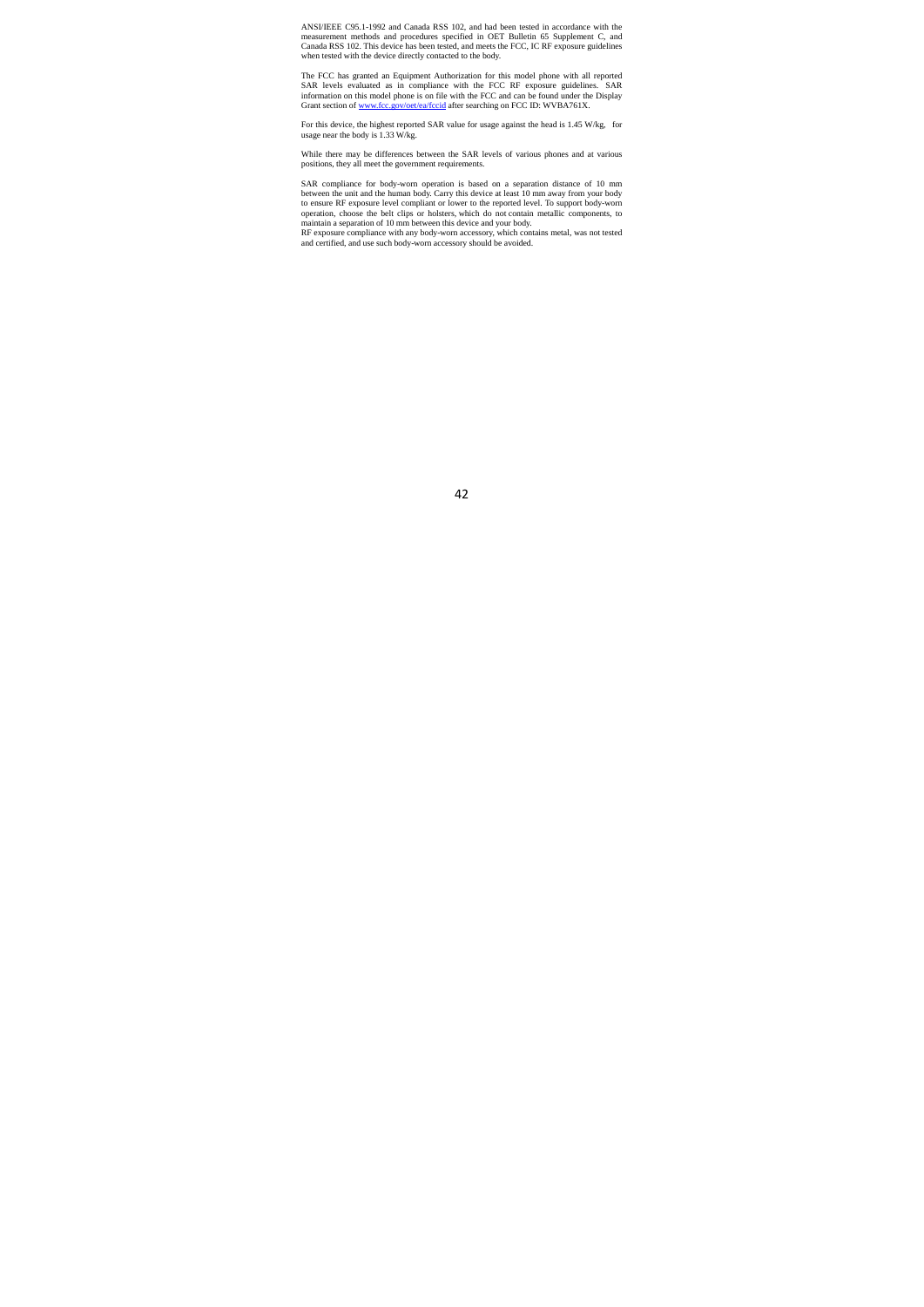ANSI/IEEE C95.1-1992 and Canada RSS 102, and had been tested in accordance with the measurement methods and procedures specified in OET Bulletin 65 Supplement C, and Canada RSS 102. This device has been tested, and meets the FCC, IC RF exposure guidelines when tested with the device directly contacted to the body.

The FCC has granted an Equipment Authorization for this model phone with all reported SAR levels evaluated as in compliance with the FCC RF exposure guidelines. SAR information on this model phone is on file with the FCC and can be found under the Display Grant section of www.fcc.gov/oet/ea/fccid after searching on FCC ID: WVBA761X.

For this device, the highest reported SAR value for usage against the head is 1.45 W/kg, for usage near the body is 1.33 W/kg.

While there may be differences between the SAR levels of various phones and at various positions, they all meet the government requirements.

SAR compliance for body-worn operation is based on a separation distance of 10 mm between the unit and the human body. Carry this device at least 10 mm away from your body to ensure RF exposure level compliant or lower to the reported level. To support body-worn operation, choose the belt clips or holsters, which do not contain metallic components, to maintain a separation of 10 mm between this device and your body.
RF exposure compliance with any body-worn accessory, which contains metal, was not tested and certified, and use such body-worn accessory should be avoided.